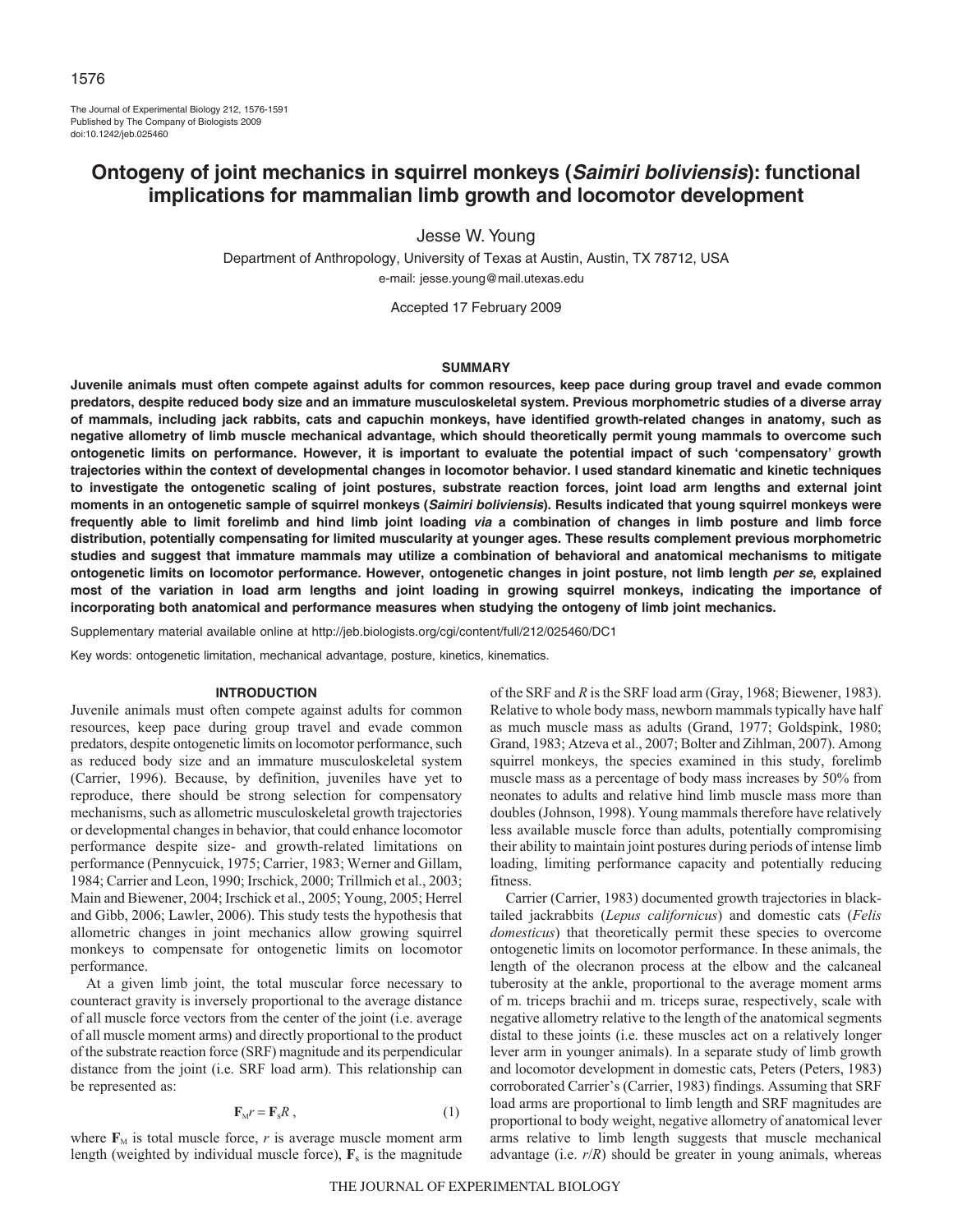The Journal of Experimental Biology 212, 1576-1591
Published by The Company of Biologists 2009
doi:10.1242/jeb.025460

# Ontogeny of joint mechanics in squirrel monkeys (*Saimiri boliviensis*): functional implications for mammalian limb growth and locomotor development

Jesse W. Young

Department of Anthropology, University of Texas at Austin, Austin, TX 78712, USA

e-mail: jesse.young@mail.utexas.edu

Accepted 17 February 2009

## SUMMARY

**Juvenile animals must often compete against adults for common resources, keep pace during group travel and evade common predators, despite reduced body size and an immature musculoskeletal system. Previous morphometric studies of a diverse array of mammals, including jack rabbits, cats and capuchin monkeys, have identified growth-related changes in anatomy, such as negative allometry of limb muscle mechanical advantage, which should theoretically permit young mammals to overcome such ontogenetic limits on performance. However, it is important to evaluate the potential impact of such 'compensatory' growth trajectories within the context of developmental changes in locomotor behavior. I used standard kinematic and kinetic techniques to investigate the ontogenetic scaling of joint postures, substrate reaction forces, joint load arm lengths and external joint moments in an ontogenetic sample of squirrel monkeys (*Saimiri boliviensis*). Results indicated that young squirrel monkeys were frequently able to limit forelimb and hind limb joint loading *via* a combination of changes in limb posture and limb force distribution, potentially compensating for limited muscularity at younger ages. These results complement previous morphometric studies and suggest that immature mammals may utilize a combination of behavioral and anatomical mechanisms to mitigate ontogenetic limits on locomotor performance. However, ontogenetic changes in joint posture, not limb length *per se*, explained most of the variation in load arm lengths and joint loading in growing squirrel monkeys, indicating the importance of incorporating both anatomical and performance measures when studying the ontogeny of limb joint mechanics.**

Supplementary material available online at http://jeb.biologists.org/cgi/content/full/212/025460/DC1

Key words: ontogenetic limitation, mechanical advantage, posture, kinetics, kinematics.

## INTRODUCTION

Juvenile animals must often compete against adults for common resources, keep pace during group travel and evade common predators, despite ontogenetic limits on locomotor performance, such as reduced body size and an immature musculoskeletal system (Carrier, 1996). Because, by definition, juveniles have yet to reproduce, there should be strong selection for compensatory mechanisms, such as allometric musculoskeletal growth trajectories or developmental changes in behavior, that could enhance locomotor performance despite size- and growth-related limitations on performance (Pennycuick, 1975; Carrier, 1983; Werner and Gillam, 1984; Carrier and Leon, 1990; Irschick, 2000; Trillmich et al., 2003; Main and Biewener, 2004; Irschick et al., 2005; Young, 2005; Herrel and Gibb, 2006; Lawler, 2006). This study tests the hypothesis that allometric changes in joint mechanics allow growing squirrel monkeys to compensate for ontogenetic limits on locomotor performance.

At a given limb joint, the total muscular force necessary to counteract gravity is inversely proportional to the average distance of all muscle force vectors from the center of the joint (i.e. average of all muscle moment arms) and directly proportional to the product of the substrate reaction force (SRF) magnitude and its perpendicular distance from the joint (i.e. SRF load arm). This relationship can be represented as:

$$\mathbf{F}_{M}r = \mathbf{F}_{s}R\,, \tag{1}$$

where $\mathbf{F}_M$ is total muscle force, $r$ is average muscle moment arm length (weighted by individual muscle force), $\mathbf{F}_s$ is the magnitude of the SRF and $R$ is the SRF load arm (Gray, 1968; Biewener, 1983). Relative to whole body mass, newborn mammals typically have half as much muscle mass as adults (Grand, 1977; Goldspink, 1980; Grand, 1983; Atzeva et al., 2007; Bolter and Zihlman, 2007). Among squirrel monkeys, the species examined in this study, forelimb muscle mass as a percentage of body mass increases by 50% from neonates to adults and relative hind limb muscle mass more than doubles (Johnson, 1998). Young mammals therefore have relatively less available muscle force than adults, potentially compromising their ability to maintain joint postures during periods of intense limb loading, limiting performance capacity and potentially reducing fitness.

Carrier (Carrier, 1983) documented growth trajectories in black-tailed jackrabbits (*Lepus californicus*) and domestic cats (*Felis domesticus*) that theoretically permit these species to overcome ontogenetic limits on locomotor performance. In these animals, the length of the olecranon process at the elbow and the calcaneal tuberosity at the ankle, proportional to the average moment arms of m. triceps brachii and m. triceps surae, respectively, scale with negative allometry relative to the length of the anatomical segments distal to these joints (i.e. these muscles act on a relatively longer lever arm in younger animals). In a separate study of limb growth and locomotor development in domestic cats, Peters (Peters, 1983) corroborated Carrier's (Carrier, 1983) findings. Assuming that SRF load arms are proportional to limb length and SRF magnitudes are proportional to body weight, negative allometry of anatomical lever arms relative to limb length suggests that muscle mechanical advantage (i.e. $r/R$) should be greater in young animals, whereas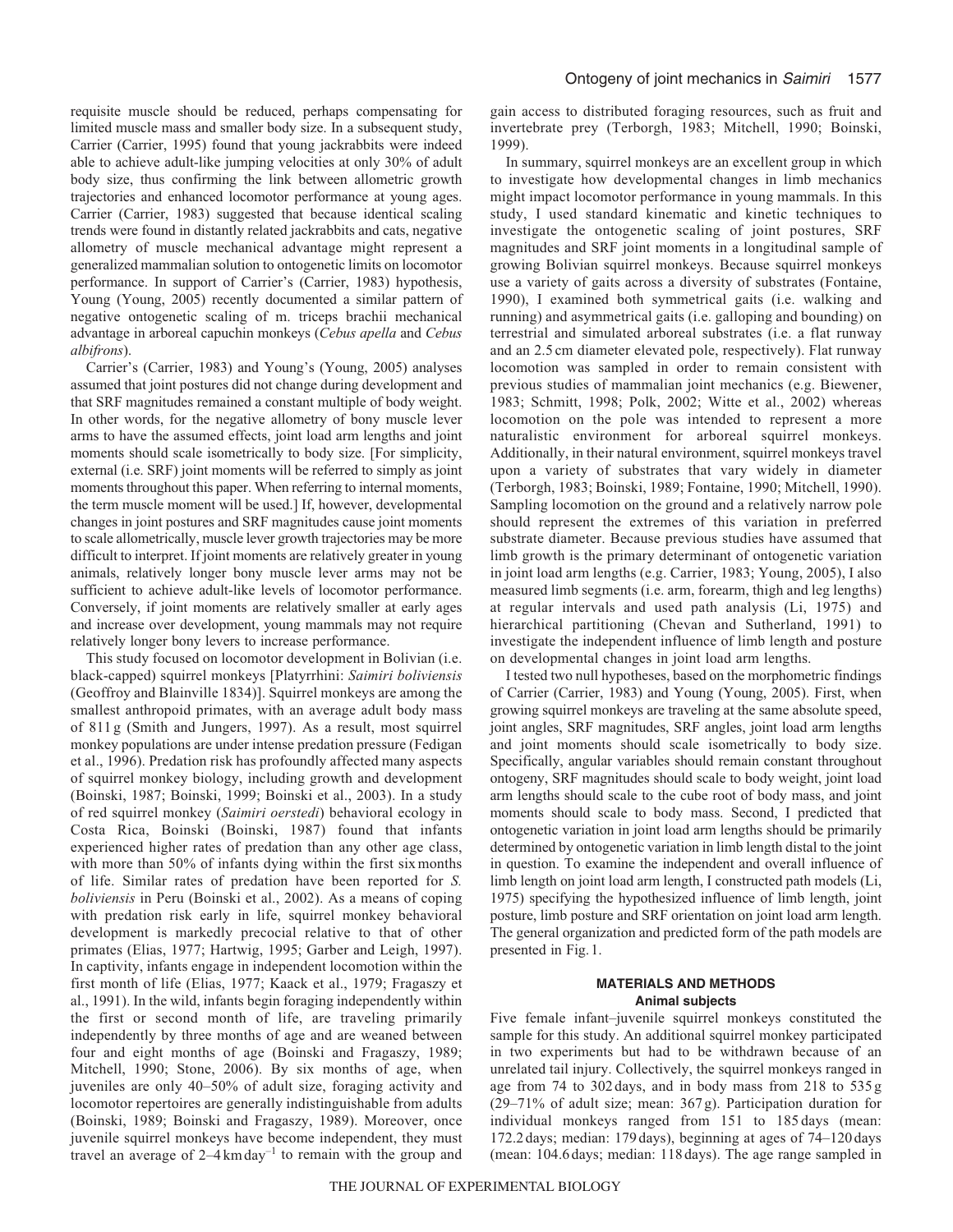requisite muscle should be reduced, perhaps compensating for limited muscle mass and smaller body size. In a subsequent study, Carrier (Carrier, 1995) found that young jackrabbits were indeed able to achieve adult-like jumping velocities at only 30% of adult body size, thus confirming the link between allometric growth trajectories and enhanced locomotor performance at young ages. Carrier (Carrier, 1983) suggested that because identical scaling trends were found in distantly related jackrabbits and cats, negative allometry of muscle mechanical advantage might represent a generalized mammalian solution to ontogenetic limits on locomotor performance. In support of Carrier's (Carrier, 1983) hypothesis, Young (Young, 2005) recently documented a similar pattern of negative ontogenetic scaling of m. triceps brachii mechanical advantage in arboreal capuchin monkeys (*Cebus apella* and *Cebus albifrons*).

Carrier's (Carrier, 1983) and Young's (Young, 2005) analyses assumed that joint postures did not change during development and that SRF magnitudes remained a constant multiple of body weight. In other words, for the negative allometry of bony muscle lever arms to have the assumed effects, joint load arm lengths and joint moments should scale isometrically to body size. [For simplicity, external (i.e. SRF) joint moments will be referred to simply as joint moments throughout this paper. When referring to internal moments, the term muscle moment will be used.] If, however, developmental changes in joint postures and SRF magnitudes cause joint moments to scale allometrically, muscle lever growth trajectories may be more difficult to interpret. If joint moments are relatively greater in young animals, relatively longer bony muscle lever arms may not be sufficient to achieve adult-like levels of locomotor performance. Conversely, if joint moments are relatively smaller at early ages and increase over development, young mammals may not require relatively longer bony levers to increase performance.

This study focused on locomotor development in Bolivian (i.e. black-capped) squirrel monkeys [Platyrrhini: *Saimiri boliviensis* (Geoffroy and Blainville 1834)]. Squirrel monkeys are among the smallest anthropoid primates, with an average adult body mass of 811 g (Smith and Jungers, 1997). As a result, most squirrel monkey populations are under intense predation pressure (Fedigan et al., 1996). Predation risk has profoundly affected many aspects of squirrel monkey biology, including growth and development (Boinski, 1987; Boinski, 1999; Boinski et al., 2003). In a study of red squirrel monkey (*Saimiri oerstedi*) behavioral ecology in Costa Rica, Boinski (Boinski, 1987) found that infants experienced higher rates of predation than any other age class, with more than 50% of infants dying within the first six months of life. Similar rates of predation have been reported for *S. boliviensis* in Peru (Boinski et al., 2002). As a means of coping with predation risk early in life, squirrel monkey behavioral development is markedly precocial relative to that of other primates (Elias, 1977; Hartwig, 1995; Garber and Leigh, 1997). In captivity, infants engage in independent locomotion within the first month of life (Elias, 1977; Kaack et al., 1979; Fragaszy et al., 1991). In the wild, infants begin foraging independently within the first or second month of life, are traveling primarily independently by three months of age and are weaned between four and eight months of age (Boinski and Fragaszy, 1989; Mitchell, 1990; Stone, 2006). By six months of age, when juveniles are only 40–50% of adult size, foraging activity and locomotor repertoires are generally indistinguishable from adults (Boinski, 1989; Boinski and Fragaszy, 1989). Moreover, once juvenile squirrel monkeys have become independent, they must travel an average of 2–4 km day$^{-1}$ to remain with the group and gain access to distributed foraging resources, such as fruit and invertebrate prey (Terborgh, 1983; Mitchell, 1990; Boinski, 1999).

In summary, squirrel monkeys are an excellent group in which to investigate how developmental changes in limb mechanics might impact locomotor performance in young mammals. In this study, I used standard kinematic and kinetic techniques to investigate the ontogenetic scaling of joint postures, SRF magnitudes and SRF joint moments in a longitudinal sample of growing Bolivian squirrel monkeys. Because squirrel monkeys use a variety of gaits across a diversity of substrates (Fontaine, 1990), I examined both symmetrical gaits (i.e. walking and running) and asymmetrical gaits (i.e. galloping and bounding) on terrestrial and simulated arboreal substrates (i.e. a flat runway and an 2.5 cm diameter elevated pole, respectively). Flat runway locomotion was sampled in order to remain consistent with previous studies of mammalian joint mechanics (e.g. Biewener, 1983; Schmitt, 1998; Polk, 2002; Witte et al., 2002) whereas locomotion on the pole was intended to represent a more naturalistic environment for arboreal squirrel monkeys. Additionally, in their natural environment, squirrel monkeys travel upon a variety of substrates that vary widely in diameter (Terborgh, 1983; Boinski, 1989; Fontaine, 1990; Mitchell, 1990). Sampling locomotion on the ground and a relatively narrow pole should represent the extremes of this variation in preferred substrate diameter. Because previous studies have assumed that limb growth is the primary determinant of ontogenetic variation in joint load arm lengths (e.g. Carrier, 1983; Young, 2005), I also measured limb segments (i.e. arm, forearm, thigh and leg lengths) at regular intervals and used path analysis (Li, 1975) and hierarchical partitioning (Chevan and Sutherland, 1991) to investigate the independent influence of limb length and posture on developmental changes in joint load arm lengths.

I tested two null hypotheses, based on the morphometric findings of Carrier (Carrier, 1983) and Young (Young, 2005). First, when growing squirrel monkeys are traveling at the same absolute speed, joint angles, SRF magnitudes, SRF angles, joint load arm lengths and joint moments should scale isometrically to body size. Specifically, angular variables should remain constant throughout ontogeny, SRF magnitudes should scale to body weight, joint load arm lengths should scale to the cube root of body mass, and joint moments should scale to body mass. Second, I predicted that ontogenetic variation in joint load arm lengths should be primarily determined by ontogenetic variation in limb length distal to the joint in question. To examine the independent and overall influence of limb length on joint load arm length, I constructed path models (Li, 1975) specifying the hypothesized influence of limb length, joint posture, limb posture and SRF orientation on joint load arm length. The general organization and predicted form of the path models are presented in Fig. 1.

## MATERIALS AND METHODS

### Animal subjects

Five female infant–juvenile squirrel monkeys constituted the sample for this study. An additional squirrel monkey participated in two experiments but had to be withdrawn because of an unrelated tail injury. Collectively, the squirrel monkeys ranged in age from 74 to 302 days, and in body mass from 218 to 535 g (29–71% of adult size; mean: 367 g). Participation duration for individual monkeys ranged from 151 to 185 days (mean: 172.2 days; median: 179 days), beginning at ages of 74–120 days (mean: 104.6 days; median: 118 days). The age range sampled in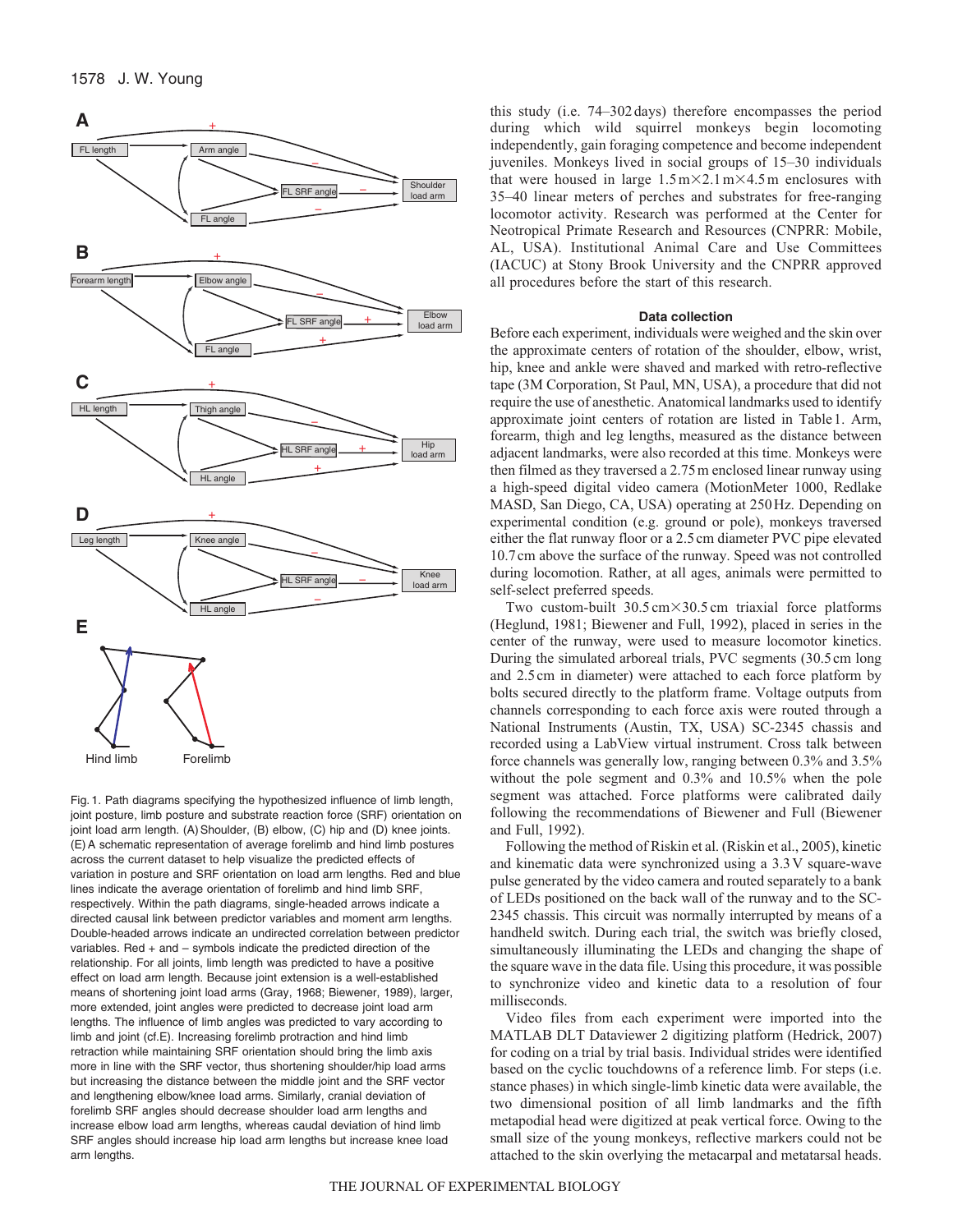Fig. 1. Path diagrams specifying the hypothesized influence of limb length, joint posture, limb posture and substrate reaction force (SRF) orientation on joint load arm length. (A) Shoulder, (B) elbow, (C) hip and (D) knee joints. (E) A schematic representation of average forelimb and hind limb postures across the current dataset to help visualize the predicted effects of variation in posture and SRF orientation on load arm lengths. Red and blue lines indicate the average orientation of forelimb and hind limb SRF, respectively. Within the path diagrams, single-headed arrows indicate a directed causal link between predictor variables and moment arm lengths. Double-headed arrows indicate an undirected correlation between predictor variables. Red + and – symbols indicate the predicted direction of the relationship. For all joints, limb length was predicted to have a positive effect on load arm length. Because joint extension is a well-established means of shortening joint load arms (Gray, 1968; Biewener, 1989), larger, more extended, joint angles were predicted to decrease joint load arm lengths. The influence of limb angles was predicted to vary according to limb and joint (cf.E). Increasing forelimb protraction and hind limb retraction while maintaining SRF orientation should bring the limb axis more in line with the SRF vector, thus shortening shoulder/hip load arms but increasing the distance between the middle joint and the SRF vector and lengthening elbow/knee load arms. Similarly, cranial deviation of forelimb SRF angles should decrease shoulder load arm lengths and increase elbow load arm lengths, whereas caudal deviation of hind limb SRF angles should increase hip load arm lengths but increase knee load arm lengths.

this study (i.e. 74–302 days) therefore encompasses the period during which wild squirrel monkeys begin locomoting independently, gain foraging competence and become independent juveniles. Monkeys lived in social groups of 15–30 individuals that were housed in large 1.5 m×2.1 m×4.5 m enclosures with 35–40 linear meters of perches and substrates for free-ranging locomotor activity. Research was performed at the Center for Neotropical Primate Research and Resources (CNPRR: Mobile, AL, USA). Institutional Animal Care and Use Committees (IACUC) at Stony Brook University and the CNPRR approved all procedures before the start of this research.

### Data collection

Before each experiment, individuals were weighed and the skin over the approximate centers of rotation of the shoulder, elbow, wrist, hip, knee and ankle were shaved and marked with retro-reflective tape (3M Corporation, St Paul, MN, USA), a procedure that did not require the use of anesthetic. Anatomical landmarks used to identify approximate joint centers of rotation are listed in Table 1. Arm, forearm, thigh and leg lengths, measured as the distance between adjacent landmarks, were also recorded at this time. Monkeys were then filmed as they traversed a 2.75 m enclosed linear runway using a high-speed digital video camera (MotionMeter 1000, Redlake MASD, San Diego, CA, USA) operating at 250 Hz. Depending on experimental condition (e.g. ground or pole), monkeys traversed either the flat runway floor or a 2.5 cm diameter PVC pipe elevated 10.7 cm above the surface of the runway. Speed was not controlled during locomotion. Rather, at all ages, animals were permitted to self-select preferred speeds.

Two custom-built 30.5 cm×30.5 cm triaxial force platforms (Heglund, 1981; Biewener and Full, 1992), placed in series in the center of the runway, were used to measure locomotor kinetics. During the simulated arboreal trials, PVC segments (30.5 cm long and 2.5 cm in diameter) were attached to each force platform by bolts secured directly to the platform frame. Voltage outputs from channels corresponding to each force axis were routed through a National Instruments (Austin, TX, USA) SC-2345 chassis and recorded using a LabView virtual instrument. Cross talk between force channels was generally low, ranging between 0.3% and 3.5% without the pole segment and 0.3% and 10.5% when the pole segment was attached. Force platforms were calibrated daily following the recommendations of Biewener and Full (Biewener and Full, 1992).

Following the method of Riskin et al. (Riskin et al., 2005), kinetic and kinematic data were synchronized using a 3.3 V square-wave pulse generated by the video camera and routed separately to a bank of LEDs positioned on the back wall of the runway and to the SC-2345 chassis. This circuit was normally interrupted by means of a handheld switch. During each trial, the switch was briefly closed, simultaneously illuminating the LEDs and changing the shape of the square wave in the data file. Using this procedure, it was possible to synchronize video and kinetic data to a resolution of four milliseconds.

Video files from each experiment were imported into the MATLAB DLT Dataviewer 2 digitizing platform (Hedrick, 2007) for coding on a trial by trial basis. Individual strides were identified based on the cyclic touchdowns of a reference limb. For steps (i.e. stance phases) in which single-limb kinetic data were available, the two dimensional position of all limb landmarks and the fifth metapodial head were digitized at peak vertical force. Owing to the small size of the young monkeys, reflective markers could not be attached to the skin overlying the metacarpal and metatarsal heads.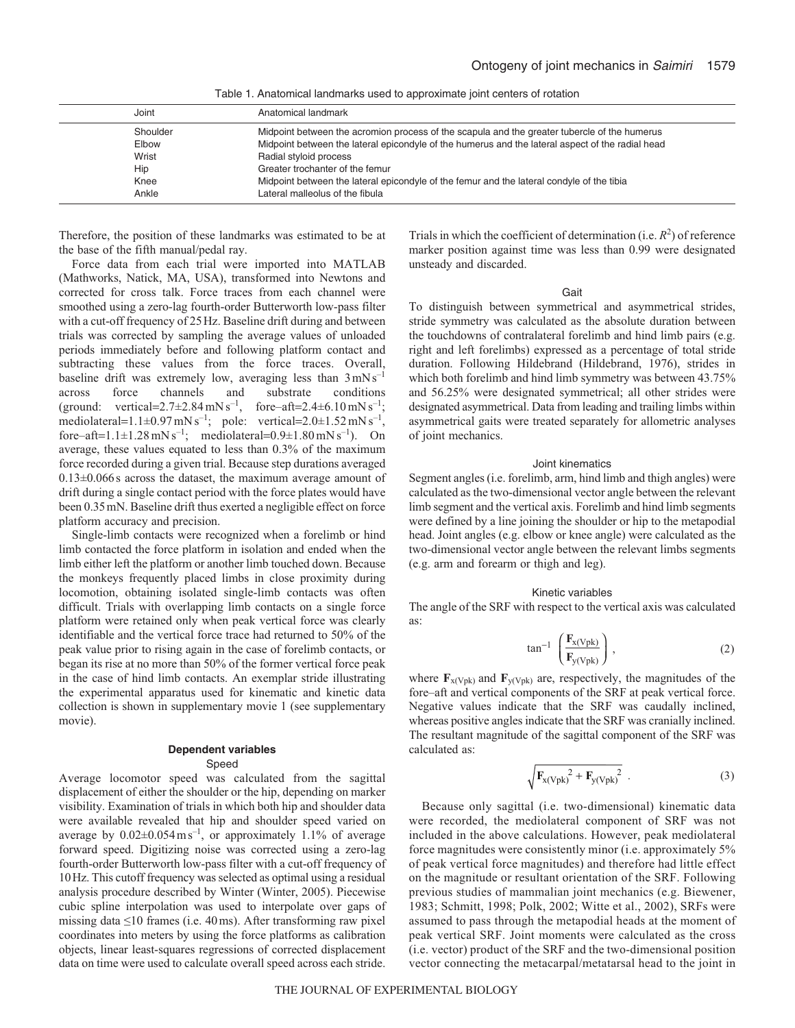Table 1. Anatomical landmarks used to approximate joint centers of rotation

| Joint | Anatomical landmark |
|---|---|
| Shoulder | Midpoint between the acromion process of the scapula and the greater tubercle of the humerus |
| Elbow | Midpoint between the lateral epicondyle of the humerus and the lateral aspect of the radial head |
| Wrist | Radial styloid process |
| Hip | Greater trochanter of the femur |
| Knee | Midpoint between the lateral epicondyle of the femur and the lateral condyle of the tibia |
| Ankle | Lateral malleolus of the fibula |

Therefore, the position of these landmarks was estimated to be at the base of the fifth manual/pedal ray.

Force data from each trial were imported into MATLAB (Mathworks, Natick, MA, USA), transformed into Newtons and corrected for cross talk. Force traces from each channel were smoothed using a zero-lag fourth-order Butterworth low-pass filter with a cut-off frequency of 25 Hz. Baseline drift during and between trials was corrected by sampling the average values of unloaded periods immediately before and following platform contact and subtracting these values from the force traces. Overall, baseline drift was extremely low, averaging less than $3\,\mathrm{mN\,s^{-1}}$ across force channels and substrate conditions (ground: vertical=$2.7\pm2.84\,\mathrm{mN\,s^{-1}}$, fore–aft=$2.4\pm6.10\,\mathrm{mN\,s^{-1}}$; mediolateral=$1.1\pm0.97\,\mathrm{mN\,s^{-1}}$; pole: vertical=$2.0\pm1.52\,\mathrm{mN\,s^{-1}}$, fore–aft=$1.1\pm1.28\,\mathrm{mN\,s^{-1}}$; mediolateral=$0.9\pm1.80\,\mathrm{mN\,s^{-1}}$). On average, these values equated to less than 0.3% of the maximum force recorded during a given trial. Because step durations averaged $0.13\pm0.066$ s across the dataset, the maximum average amount of drift during a single contact period with the force plates would have been 0.35 mN. Baseline drift thus exerted a negligible effect on force platform accuracy and precision.

Single-limb contacts were recognized when a forelimb or hind limb contacted the force platform in isolation and ended when the limb either left the platform or another limb touched down. Because the monkeys frequently placed limbs in close proximity during locomotion, obtaining isolated single-limb contacts was often difficult. Trials with overlapping limb contacts on a single force platform were retained only when peak vertical force was clearly identifiable and the vertical force trace had returned to 50% of the peak value prior to rising again in the case of forelimb contacts, or began its rise at no more than 50% of the former vertical force peak in the case of hind limb contacts. An exemplar stride illustrating the experimental apparatus used for kinematic and kinetic data collection is shown in supplementary movie 1 (see supplementary movie).

## Dependent variables

### Speed

Average locomotor speed was calculated from the sagittal displacement of either the shoulder or the hip, depending on marker visibility. Examination of trials in which both hip and shoulder data were available revealed that hip and shoulder speed varied on average by $0.02\pm0.054\,\mathrm{m\,s^{-1}}$, or approximately 1.1% of average forward speed. Digitizing noise was corrected using a zero-lag fourth-order Butterworth low-pass filter with a cut-off frequency of 10 Hz. This cutoff frequency was selected as optimal using a residual analysis procedure described by Winter (Winter, 2005). Piecewise cubic spline interpolation was used to interpolate over gaps of missing data ≤10 frames (i.e. 40 ms). After transforming raw pixel coordinates into meters by using the force platforms as calibration objects, linear least-squares regressions of corrected displacement data on time were used to calculate overall speed across each stride. Trials in which the coefficient of determination (i.e. $R^2$) of reference marker position against time was less than 0.99 were designated unsteady and discarded.

### Gait

To distinguish between symmetrical and asymmetrical strides, stride symmetry was calculated as the absolute duration between the touchdowns of contralateral forelimb and hind limb pairs (e.g. right and left forelimbs) expressed as a percentage of total stride duration. Following Hildebrand (Hildebrand, 1976), strides in which both forelimb and hind limb symmetry was between 43.75% and 56.25% were designated symmetrical; all other strides were designated asymmetrical. Data from leading and trailing limbs within asymmetrical gaits were treated separately for allometric analyses of joint mechanics.

### Joint kinematics

Segment angles (i.e. forelimb, arm, hind limb and thigh angles) were calculated as the two-dimensional vector angle between the relevant limb segment and the vertical axis. Forelimb and hind limb segments were defined by a line joining the shoulder or hip to the metapodial head. Joint angles (e.g. elbow or knee angle) were calculated as the two-dimensional vector angle between the relevant limbs segments (e.g. arm and forearm or thigh and leg).

### Kinetic variables

The angle of the SRF with respect to the vertical axis was calculated as:

$$\tan^{-1}\left(\frac{\mathbf{F}_{\mathrm{x(Vpk)}}}{\mathbf{F}_{\mathrm{y(Vpk)}}}\right), \tag{2}$$

where $\mathbf{F}_{\mathrm{x(Vpk)}}$ and $\mathbf{F}_{\mathrm{y(Vpk)}}$ are, respectively, the magnitudes of the fore–aft and vertical components of the SRF at peak vertical force. Negative values indicate that the SRF was caudally inclined, whereas positive angles indicate that the SRF was cranially inclined. The resultant magnitude of the sagittal component of the SRF was calculated as:

$$\sqrt{\mathbf{F}_{\mathrm{x(Vpk)}}^{\ 2} + \mathbf{F}_{\mathrm{y(Vpk)}}^{\ 2}}\ . \tag{3}$$

Because only sagittal (i.e. two-dimensional) kinematic data were recorded, the mediolateral component of SRF was not included in the above calculations. However, peak mediolateral force magnitudes were consistently minor (i.e. approximately 5% of peak vertical force magnitudes) and therefore had little effect on the magnitude or resultant orientation of the SRF. Following previous studies of mammalian joint mechanics (e.g. Biewener, 1983; Schmitt, 1998; Polk, 2002; Witte et al., 2002), SRFs were assumed to pass through the metapodial heads at the moment of peak vertical SRF. Joint moments were calculated as the cross (i.e. vector) product of the SRF and the two-dimensional position vector connecting the metacarpal/metatarsal head to the joint in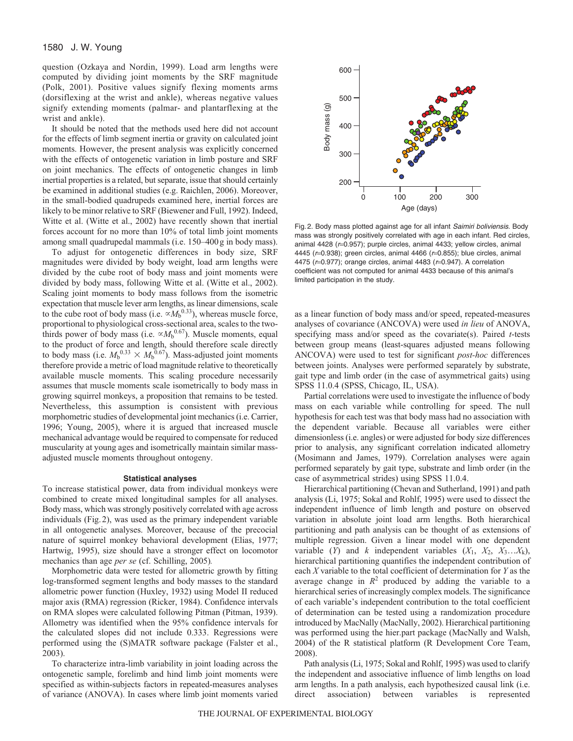question (Ozkaya and Nordin, 1999). Load arm lengths were computed by dividing joint moments by the SRF magnitude (Polk, 2001). Positive values signify flexing moments arms (dorsiflexing at the wrist and ankle), whereas negative values signify extending moments (palmar- and plantarflexing at the wrist and ankle).

It should be noted that the methods used here did not account for the effects of limb segment inertia or gravity on calculated joint moments. However, the present analysis was explicitly concerned with the effects of ontogenetic variation in limb posture and SRF on joint mechanics. The effects of ontogenetic changes in limb inertial properties is a related, but separate, issue that should certainly be examined in additional studies (e.g. Raichlen, 2006). Moreover, in the small-bodied quadrupeds examined here, inertial forces are likely to be minor relative to SRF (Biewener and Full, 1992). Indeed, Witte et al. (Witte et al., 2002) have recently shown that inertial forces account for no more than 10% of total limb joint moments among small quadrupedal mammals (i.e. 150–400 g in body mass).

To adjust for ontogenetic differences in body size, SRF magnitudes were divided by body weight, load arm lengths were divided by the cube root of body mass and joint moments were divided by body mass, following Witte et al. (Witte et al., 2002). Scaling joint moments to body mass follows from the isometric expectation that muscle lever arm lengths, as linear dimensions, scale to the cube root of body mass (i.e. $\propto M_b^{0.33}$), whereas muscle force, proportional to physiological cross-sectional area, scales to the two-thirds power of body mass (i.e. $\propto M_b^{0.67}$). Muscle moments, equal to the product of force and length, should therefore scale directly to body mass (i.e. $M_b^{0.33} \times M_b^{0.67}$). Mass-adjusted joint moments therefore provide a metric of load magnitude relative to theoretically available muscle moments. This scaling procedure necessarily assumes that muscle moments scale isometrically to body mass in growing squirrel monkeys, a proposition that remains to be tested. Nevertheless, this assumption is consistent with previous morphometric studies of developmental joint mechanics (i.e. Carrier, 1996; Young, 2005), where it is argued that increased muscle mechanical advantage would be required to compensate for reduced muscularity at young ages and isometrically maintain similar mass-adjusted muscle moments throughout ontogeny.

### Statistical analyses

To increase statistical power, data from individual monkeys were combined to create mixed longitudinal samples for all analyses. Body mass, which was strongly positively correlated with age across individuals (Fig. 2), was used as the primary independent variable in all ontogenetic analyses. Moreover, because of the precocial nature of squirrel monkey behavioral development (Elias, 1977; Hartwig, 1995), size should have a stronger effect on locomotor mechanics than age *per se* (cf. Schilling, 2005).

Morphometric data were tested for allometric growth by fitting log-transformed segment lengths and body masses to the standard allometric power function (Huxley, 1932) using Model II reduced major axis (RMA) regression (Ricker, 1984). Confidence intervals on RMA slopes were calculated following Pitman (Pitman, 1939). Allometry was identified when the 95% confidence intervals for the calculated slopes did not include 0.333. Regressions were performed using the (S)MATR software package (Falster et al., 2003).

To characterize intra-limb variability in joint loading across the ontogenetic sample, forelimb and hind limb joint moments were specified as within-subjects factors in repeated-measures analyses of variance (ANOVA). In cases where limb joint moments varied

Fig. 2. Body mass plotted against age for all infant *Saimiri boliviensis*. Body mass was strongly positively correlated with age in each infant. Red circles, animal 4428 ($r$=0.957); purple circles, animal 4433; yellow circles, animal 4445 ($r$=0.938); green circles, animal 4466 ($r$=0.855); blue circles, animal 4475 ($r$=0.977); orange circles, animal 4483 ($r$=0.947). A correlation coefficient was not computed for animal 4433 because of this animal's limited participation in the study.

as a linear function of body mass and/or speed, repeated-measures analyses of covariance (ANCOVA) were used *in lieu* of ANOVA, specifying mass and/or speed as the covariate(s). Paired $t$-tests between group means (least-squares adjusted means following ANCOVA) were used to test for significant *post-hoc* differences between joints. Analyses were performed separately by substrate, gait type and limb order (in the case of asymmetrical gaits) using SPSS 11.0.4 (SPSS, Chicago, IL, USA).

Partial correlations were used to investigate the influence of body mass on each variable while controlling for speed. The null hypothesis for each test was that body mass had no association with the dependent variable. Because all variables were either dimensionless (i.e. angles) or were adjusted for body size differences prior to analysis, any significant correlation indicated allometry (Mosimann and James, 1979). Correlation analyses were again performed separately by gait type, substrate and limb order (in the case of asymmetrical strides) using SPSS 11.0.4.

Hierarchical partitioning (Chevan and Sutherland, 1991) and path analysis (Li, 1975; Sokal and Rohlf, 1995) were used to dissect the independent influence of limb length and posture on observed variation in absolute joint load arm lengths. Both hierarchical partitioning and path analysis can be thought of as extensions of multiple regression. Given a linear model with one dependent variable ($Y$) and $k$ independent variables ($X_1$, $X_2$, $X_3 \ldots X_k$), hierarchical partitioning quantifies the independent contribution of each $X$ variable to the total coefficient of determination for $Y$ as the average change in $R^2$ produced by adding the variable to a hierarchical series of increasingly complex models. The significance of each variable's independent contribution to the total coefficient of determination can be tested using a randomization procedure introduced by MacNally (MacNally, 2002). Hierarchical partitioning was performed using the hier.part package (MacNally and Walsh, 2004) of the R statistical platform (R Development Core Team, 2008).

Path analysis (Li, 1975; Sokal and Rohlf, 1995) was used to clarify the independent and associative influence of limb lengths on load arm lengths. In a path analysis, each hypothesized causal link (i.e. direct association) between variables is represented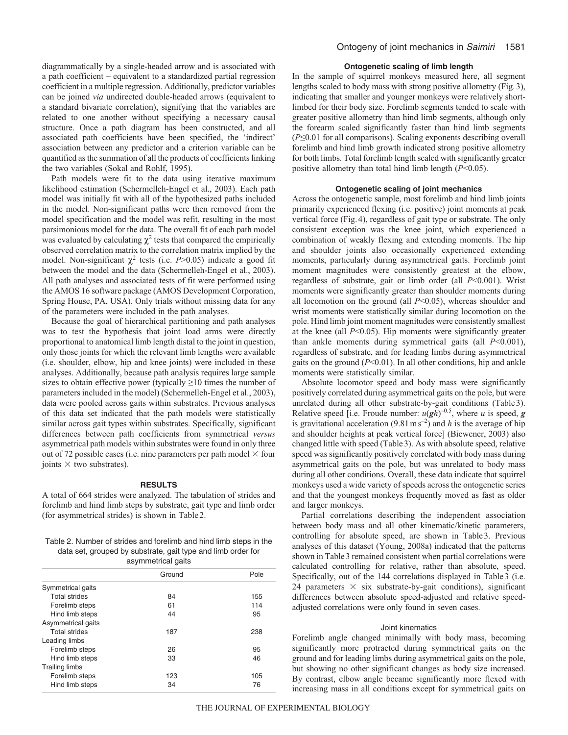diagrammatically by a single-headed arrow and is associated with a path coefficient – equivalent to a standardized partial regression coefficient in a multiple regression. Additionally, predictor variables can be joined *via* undirected double-headed arrows (equivalent to a standard bivariate correlation), signifying that the variables are related to one another without specifying a necessary causal structure. Once a path diagram has been constructed, and all associated path coefficients have been specified, the 'indirect' association between any predictor and a criterion variable can be quantified as the summation of all the products of coefficients linking the two variables (Sokal and Rohlf, 1995).

Path models were fit to the data using iterative maximum likelihood estimation (Schermelleh-Engel et al., 2003). Each path model was initially fit with all of the hypothesized paths included in the model. Non-significant paths were then removed from the model specification and the model was refit, resulting in the most parsimonious model for the data. The overall fit of each path model was evaluated by calculating $\chi^2$ tests that compared the empirically observed correlation matrix to the correlation matrix implied by the model. Non-significant $\chi^2$ tests (i.e. $P>0.05$) indicate a good fit between the model and the data (Schermelleh-Engel et al., 2003). All path analyses and associated tests of fit were performed using the AMOS 16 software package (AMOS Development Corporation, Spring House, PA, USA). Only trials without missing data for any of the parameters were included in the path analyses.

Because the goal of hierarchical partitioning and path analyses was to test the hypothesis that joint load arms were directly proportional to anatomical limb length distal to the joint in question, only those joints for which the relevant limb lengths were available (i.e. shoulder, elbow, hip and knee joints) were included in these analyses. Additionally, because path analysis requires large sample sizes to obtain effective power (typically $\geq$10 times the number of parameters included in the model) (Schermelleh-Engel et al., 2003), data were pooled across gaits within substrates. Previous analyses of this data set indicated that the path models were statistically similar across gait types within substrates. Specifically, significant differences between path coefficients from symmetrical *versus* asymmetrical path models within substrates were found in only three out of 72 possible cases (i.e. nine parameters per path model $\times$ four joints $\times$ two substrates).

## RESULTS

A total of 664 strides were analyzed. The tabulation of strides and forelimb and hind limb steps by substrate, gait type and limb order (for asymmetrical strides) is shown in Table 2.

Table 2. Number of strides and forelimb and hind limb steps in the data set, grouped by substrate, gait type and limb order for asymmetrical gaits

| | Ground | Pole |
|---|---|---|
| Symmetrical gaits | | |
| Total strides | 84 | 155 |
| Forelimb steps | 61 | 114 |
| Hind limb steps | 44 | 95 |
| Asymmetrical gaits | | |
| Total strides | 187 | 238 |
| Leading limbs | | |
| Forelimb steps | 26 | 95 |
| Hind limb steps | 33 | 46 |
| Trailing limbs | | |
| Forelimb steps | 123 | 105 |
| Hind limb steps | 34 | 76 |

### Ontogenetic scaling of limb length

In the sample of squirrel monkeys measured here, all segment lengths scaled to body mass with strong positive allometry (Fig. 3), indicating that smaller and younger monkeys were relatively short-limbed for their body size. Forelimb segments tended to scale with greater positive allometry than hind limb segments, although only the forearm scaled significantly faster than hind limb segments ($P\leq0.01$ for all comparisons). Scaling exponents describing overall forelimb and hind limb growth indicated strong positive allometry for both limbs. Total forelimb length scaled with significantly greater positive allometry than total hind limb length ($P<0.05$).

### Ontogenetic scaling of joint mechanics

Across the ontogenetic sample, most forelimb and hind limb joints primarily experienced flexing (i.e. positive) joint moments at peak vertical force (Fig. 4), regardless of gait type or substrate. The only consistent exception was the knee joint, which experienced a combination of weakly flexing and extending moments. The hip and shoulder joints also occasionally experienced extending moments, particularly during asymmetrical gaits. Forelimb joint moment magnitudes were consistently greatest at the elbow, regardless of substrate, gait or limb order (all $P<0.001$). Wrist moments were significantly greater than shoulder moments during all locomotion on the ground (all $P<0.05$), whereas shoulder and wrist moments were statistically similar during locomotion on the pole. Hind limb joint moment magnitudes were consistently smallest at the knee (all $P<0.05$). Hip moments were significantly greater than ankle moments during symmetrical gaits (all $P<0.001$), regardless of substrate, and for leading limbs during asymmetrical gaits on the ground ($P<0.01$). In all other conditions, hip and ankle moments were statistically similar.

Absolute locomotor speed and body mass were significantly positively correlated during asymmetrical gaits on the pole, but were unrelated during all other substrate-by-gait conditions (Table 3). Relative speed [i.e. Froude number: $u(\boldsymbol{g}h)^{-0.5}$, where $u$ is speed, $\boldsymbol{g}$ is gravitational acceleration ($9.81\,\mathrm{m\,s^{-2}}$) and $h$ is the average of hip and shoulder heights at peak vertical force] (Biewener, 2003) also changed little with speed (Table 3). As with absolute speed, relative speed was significantly positively correlated with body mass during asymmetrical gaits on the pole, but was unrelated to body mass during all other conditions. Overall, these data indicate that squirrel monkeys used a wide variety of speeds across the ontogenetic series and that the youngest monkeys frequently moved as fast as older and larger monkeys.

Partial correlations describing the independent association between body mass and all other kinematic/kinetic parameters, controlling for absolute speed, are shown in Table 3. Previous analyses of this dataset (Young, 2008a) indicated that the patterns shown in Table 3 remained consistent when partial correlations were calculated controlling for relative, rather than absolute, speed. Specifically, out of the 144 correlations displayed in Table 3 (i.e. 24 parameters $\times$ six substrate-by-gait conditions), significant differences between absolute speed-adjusted and relative speed-adjusted correlations were only found in seven cases.

#### Joint kinematics

Forelimb angle changed minimally with body mass, becoming significantly more protracted during symmetrical gaits on the ground and for leading limbs during asymmetrical gaits on the pole, but showing no other significant changes as body size increased. By contrast, elbow angle became significantly more flexed with increasing mass in all conditions except for symmetrical gaits on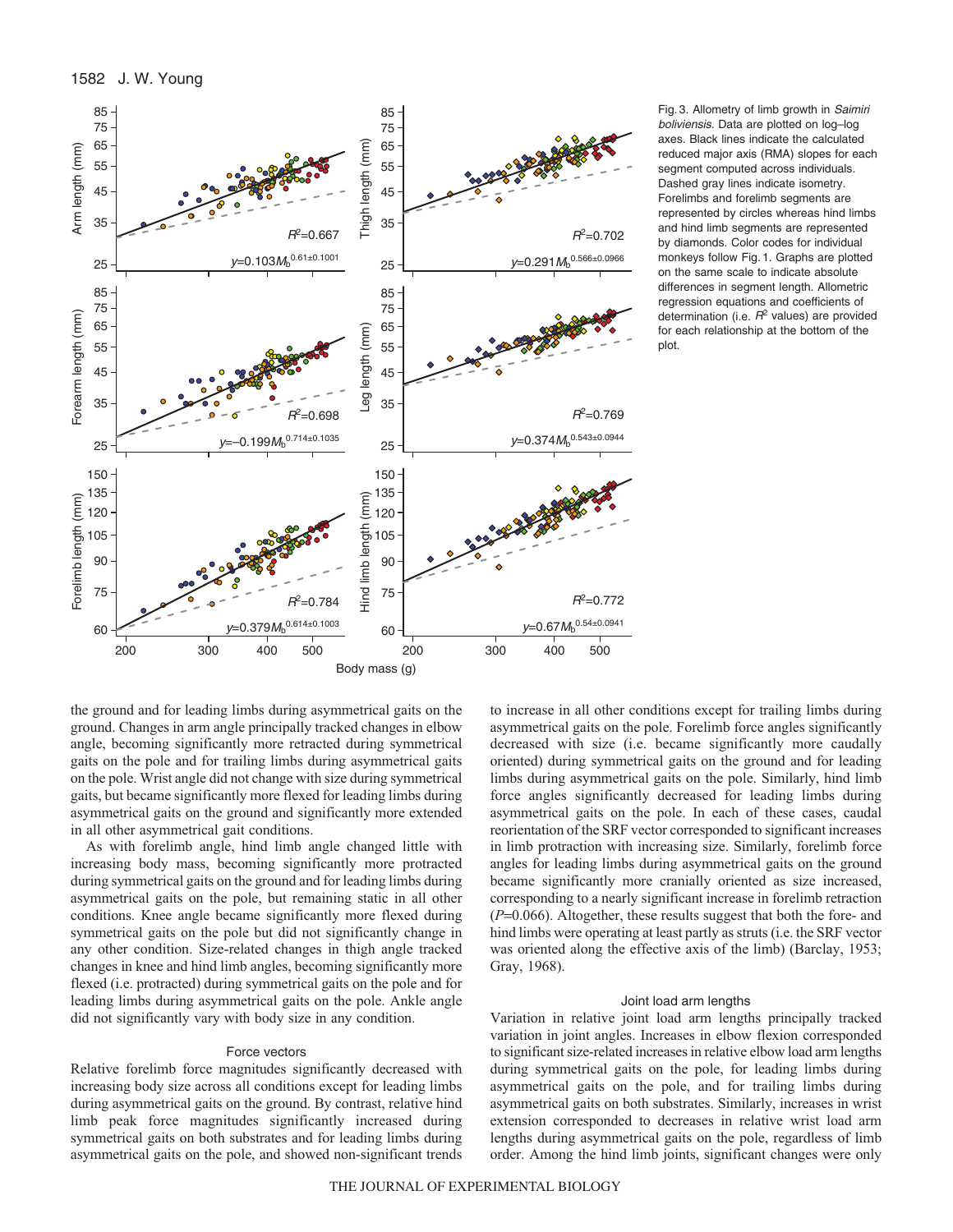Fig. 3. Allometry of limb growth in *Saimiri boliviensis*. Data are plotted on log–log axes. Black lines indicate the calculated reduced major axis (RMA) slopes for each segment computed across individuals. Dashed gray lines indicate isometry. Forelimbs and forelimb segments are represented by circles whereas hind limbs and hind limb segments are represented by diamonds. Color codes for individual monkeys follow Fig. 1. Graphs are plotted on the same scale to indicate absolute differences in segment length. Allometric regression equations and coefficients of determination (i.e. $R^2$ values) are provided for each relationship at the bottom of the plot.

the ground and for leading limbs during asymmetrical gaits on the ground. Changes in arm angle principally tracked changes in elbow angle, becoming significantly more retracted during symmetrical gaits on the pole and for trailing limbs during asymmetrical gaits on the pole. Wrist angle did not change with size during symmetrical gaits, but became significantly more flexed for leading limbs during asymmetrical gaits on the ground and significantly more extended in all other asymmetrical gait conditions.

As with forelimb angle, hind limb angle changed little with increasing body mass, becoming significantly more protracted during symmetrical gaits on the ground and for leading limbs during asymmetrical gaits on the pole, but remaining static in all other conditions. Knee angle became significantly more flexed during symmetrical gaits on the pole but did not significantly change in any other condition. Size-related changes in thigh angle tracked changes in knee and hind limb angles, becoming significantly more flexed (i.e. protracted) during symmetrical gaits on the pole and for leading limbs during asymmetrical gaits on the pole. Ankle angle did not significantly vary with body size in any condition.

### Force vectors

Relative forelimb force magnitudes significantly decreased with increasing body size across all conditions except for leading limbs during asymmetrical gaits on the ground. By contrast, relative hind limb peak force magnitudes significantly increased during symmetrical gaits on both substrates and for leading limbs during asymmetrical gaits on the pole, and showed non-significant trends to increase in all other conditions except for trailing limbs during asymmetrical gaits on the pole. Forelimb force angles significantly decreased with size (i.e. became significantly more caudally oriented) during symmetrical gaits on the ground and for leading limbs during asymmetrical gaits on the pole. Similarly, hind limb force angles significantly decreased for leading limbs during asymmetrical gaits on the pole. In each of these cases, caudal reorientation of the SRF vector corresponded to significant increases in limb protraction with increasing size. Similarly, forelimb force angles for leading limbs during asymmetrical gaits on the ground became significantly more cranially oriented as size increased, corresponding to a nearly significant increase in forelimb retraction ($P$=0.066). Altogether, these results suggest that both the fore- and hind limbs were operating at least partly as struts (i.e. the SRF vector was oriented along the effective axis of the limb) (Barclay, 1953; Gray, 1968).

### Joint load arm lengths

Variation in relative joint load arm lengths principally tracked variation in joint angles. Increases in elbow flexion corresponded to significant size-related increases in relative elbow load arm lengths during symmetrical gaits on the pole, for leading limbs during asymmetrical gaits on the pole, and for trailing limbs during asymmetrical gaits on both substrates. Similarly, increases in wrist extension corresponded to decreases in relative wrist load arm lengths during asymmetrical gaits on the pole, regardless of limb order. Among the hind limb joints, significant changes were only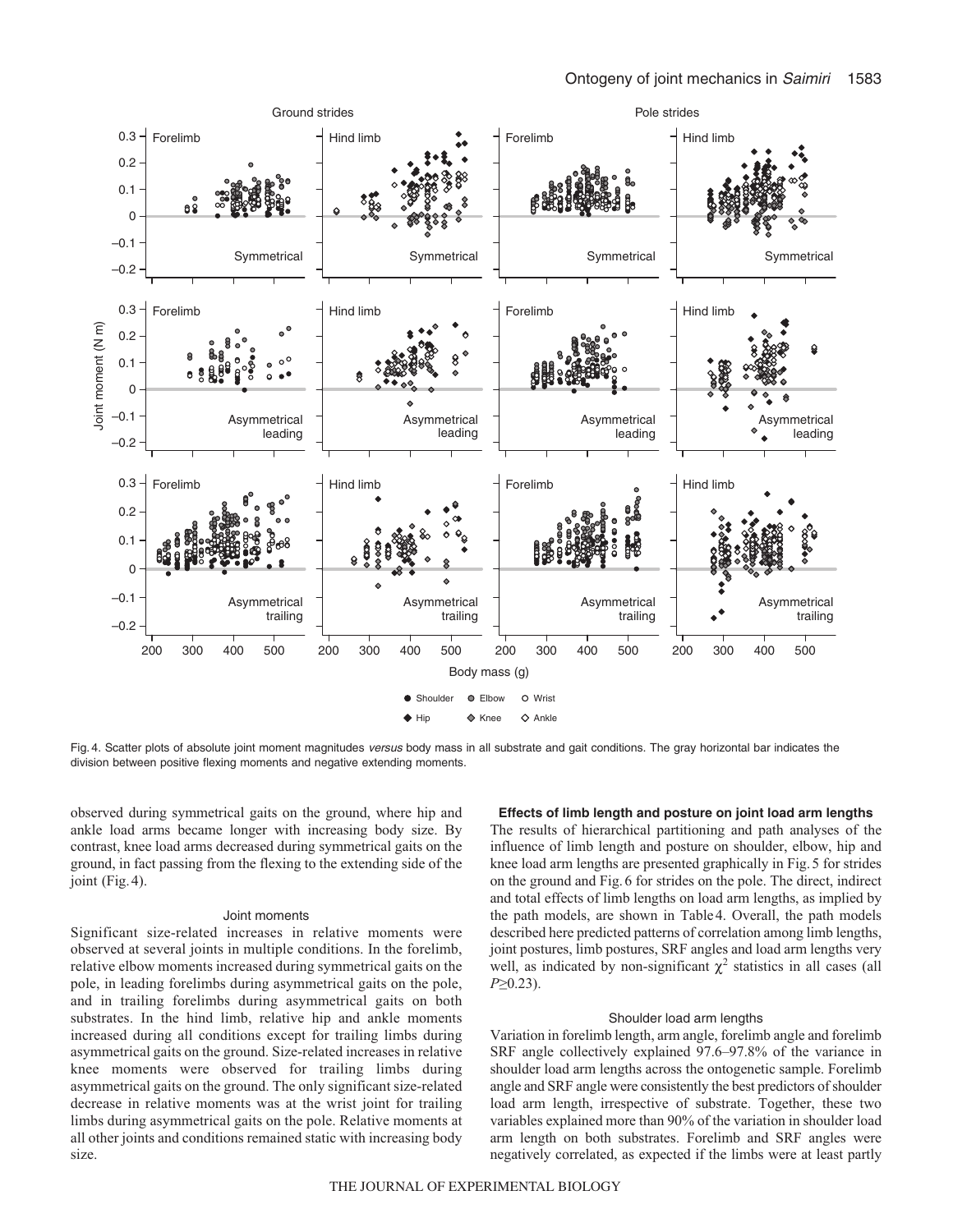Fig. 4. Scatter plots of absolute joint moment magnitudes *versus* body mass in all substrate and gait conditions. The gray horizontal bar indicates the division between positive flexing moments and negative extending moments.

observed during symmetrical gaits on the ground, where hip and ankle load arms became longer with increasing body size. By contrast, knee load arms decreased during symmetrical gaits on the ground, in fact passing from the flexing to the extending side of the joint (Fig. 4).

#### Joint moments

Significant size-related increases in relative moments were observed at several joints in multiple conditions. In the forelimb, relative elbow moments increased during symmetrical gaits on the pole, in leading forelimbs during asymmetrical gaits on the pole, and in trailing forelimbs during asymmetrical gaits on both substrates. In the hind limb, relative hip and ankle moments increased during all conditions except for trailing limbs during asymmetrical gaits on the ground. Size-related increases in relative knee moments were observed for trailing limbs during asymmetrical gaits on the ground. The only significant size-related decrease in relative moments was at the wrist joint for trailing limbs during asymmetrical gaits on the pole. Relative moments at all other joints and conditions remained static with increasing body size.

### Effects of limb length and posture on joint load arm lengths

The results of hierarchical partitioning and path analyses of the influence of limb length and posture on shoulder, elbow, hip and knee load arm lengths are presented graphically in Fig. 5 for strides on the ground and Fig. 6 for strides on the pole. The direct, indirect and total effects of limb lengths on load arm lengths, as implied by the path models, are shown in Table 4. Overall, the path models described here predicted patterns of correlation among limb lengths, joint postures, limb postures, SRF angles and load arm lengths very well, as indicated by non-significant $\chi^2$ statistics in all cases (all $P \geq 0.23$).

#### Shoulder load arm lengths

Variation in forelimb length, arm angle, forelimb angle and forelimb SRF angle collectively explained 97.6–97.8% of the variance in shoulder load arm lengths across the ontogenetic sample. Forelimb angle and SRF angle were consistently the best predictors of shoulder load arm length, irrespective of substrate. Together, these two variables explained more than 90% of the variation in shoulder load arm length on both substrates. Forelimb and SRF angles were negatively correlated, as expected if the limbs were at least partly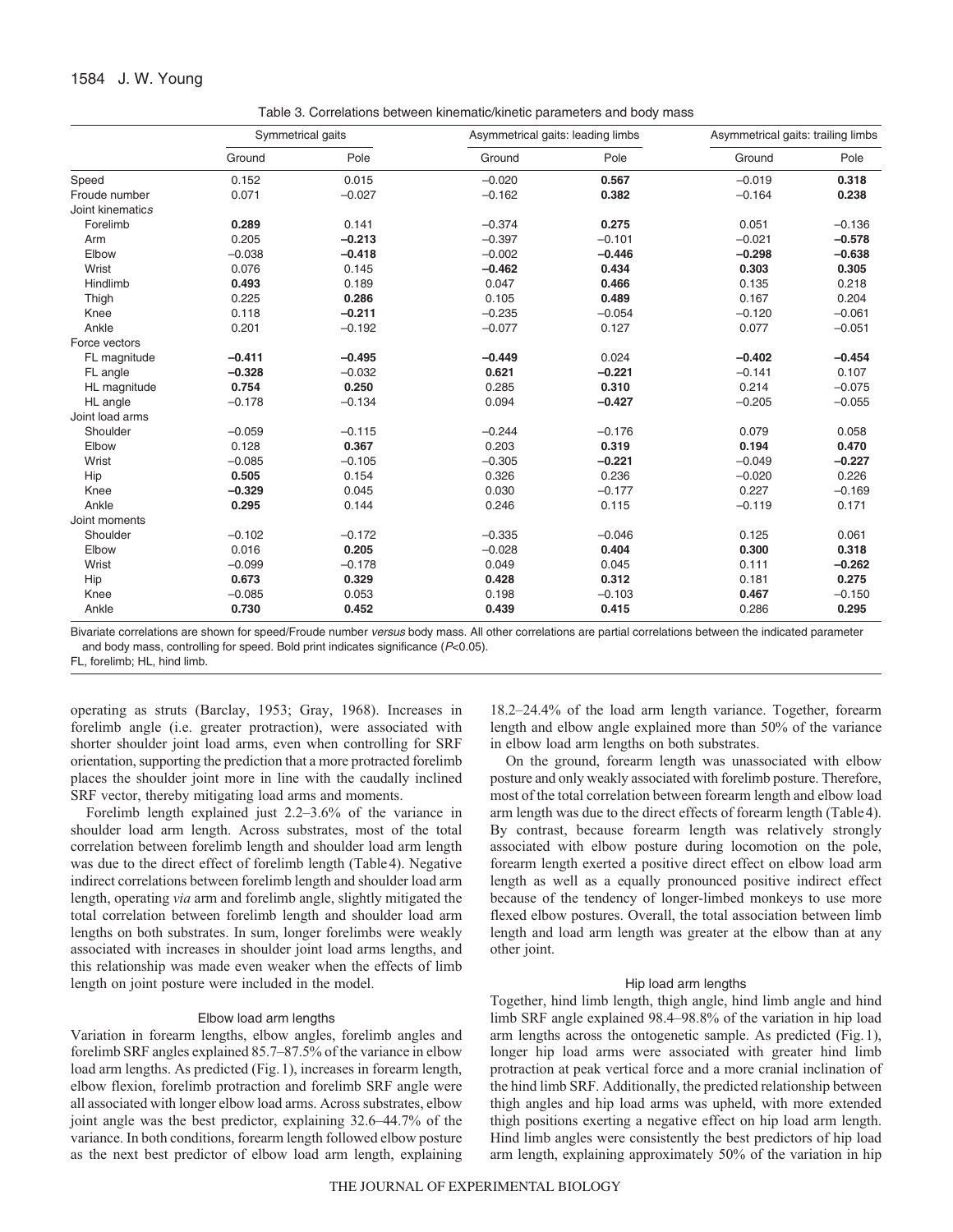Table 3. Correlations between kinematic/kinetic parameters and body mass

| | Symmetrical gaits | | Asymmetrical gaits: leading limbs | | Asymmetrical gaits: trailing limbs | |
|---|---|---|---|---|---|---|
| | Ground | Pole | Ground | Pole | Ground | Pole |
| Speed | 0.152 | 0.015 | −0.020 | **0.567** | −0.019 | **0.318** |
| Froude number | 0.071 | −0.027 | −0.162 | **0.382** | −0.164 | **0.238** |
| Joint kinematics | | | | | | |
| Forelimb | **0.289** | 0.141 | −0.374 | **0.275** | 0.051 | −0.136 |
| Arm | 0.205 | **−0.213** | −0.397 | −0.101 | −0.021 | **−0.578** |
| Elbow | −0.038 | **−0.418** | −0.002 | **−0.446** | **−0.298** | **−0.638** |
| Wrist | 0.076 | 0.145 | **−0.462** | **0.434** | **0.303** | **0.305** |
| Hindlimb | **0.493** | 0.189 | 0.047 | **0.466** | 0.135 | 0.218 |
| Thigh | 0.225 | **0.286** | 0.105 | **0.489** | 0.167 | 0.204 |
| Knee | 0.118 | **−0.211** | −0.235 | −0.054 | −0.120 | −0.061 |
| Ankle | 0.201 | −0.192 | −0.077 | 0.127 | 0.077 | −0.051 |
| Force vectors | | | | | | |
| FL magnitude | **−0.411** | **−0.495** | **−0.449** | 0.024 | **−0.402** | **−0.454** |
| FL angle | **−0.328** | −0.032 | **0.621** | **−0.221** | −0.141 | 0.107 |
| HL magnitude | **0.754** | **0.250** | 0.285 | **0.310** | 0.214 | −0.075 |
| HL angle | −0.178 | −0.134 | 0.094 | **−0.427** | −0.205 | −0.055 |
| Joint load arms | | | | | | |
| Shoulder | −0.059 | −0.115 | −0.244 | −0.176 | 0.079 | 0.058 |
| Elbow | 0.128 | **0.367** | 0.203 | **0.319** | **0.194** | **0.470** |
| Wrist | −0.085 | −0.105 | −0.305 | **−0.221** | −0.049 | **−0.227** |
| Hip | **0.505** | 0.154 | 0.326 | 0.236 | −0.020 | 0.226 |
| Knee | **−0.329** | 0.045 | 0.030 | −0.177 | 0.227 | −0.169 |
| Ankle | **0.295** | 0.144 | 0.246 | 0.115 | −0.119 | 0.171 |
| Joint moments | | | | | | |
| Shoulder | −0.102 | −0.172 | −0.335 | −0.046 | 0.125 | 0.061 |
| Elbow | 0.016 | **0.205** | −0.028 | **0.404** | **0.300** | **0.318** |
| Wrist | −0.099 | −0.178 | 0.049 | 0.045 | 0.111 | **−0.262** |
| Hip | **0.673** | **0.329** | **0.428** | **0.312** | 0.181 | **0.275** |
| Knee | −0.085 | 0.053 | 0.198 | −0.103 | **0.467** | −0.150 |
| Ankle | **0.730** | **0.452** | **0.439** | **0.415** | 0.286 | **0.295** |

Bivariate correlations are shown for speed/Froude number *versus* body mass. All other correlations are partial correlations between the indicated parameter and body mass, controlling for speed. Bold print indicates significance ($P$<0.05).
FL, forelimb; HL, hind limb.

operating as struts (Barclay, 1953; Gray, 1968). Increases in forelimb angle (i.e. greater protraction), were associated with shorter shoulder joint load arms, even when controlling for SRF orientation, supporting the prediction that a more protracted forelimb places the shoulder joint more in line with the caudally inclined SRF vector, thereby mitigating load arms and moments.

Forelimb length explained just 2.2–3.6% of the variance in shoulder load arm length. Across substrates, most of the total correlation between forelimb length and shoulder load arm length was due to the direct effect of forelimb length (Table 4). Negative indirect correlations between forelimb length and shoulder load arm length, operating *via* arm and forelimb angle, slightly mitigated the total correlation between forelimb length and shoulder load arm lengths on both substrates. In sum, longer forelimbs were weakly associated with increases in shoulder joint load arms lengths, and this relationship was made even weaker when the effects of limb length on joint posture were included in the model.

### Elbow load arm lengths

Variation in forearm lengths, elbow angles, forelimb angles and forelimb SRF angles explained 85.7–87.5% of the variance in elbow load arm lengths. As predicted (Fig. 1), increases in forearm length, elbow flexion, forelimb protraction and forelimb SRF angle were all associated with longer elbow load arms. Across substrates, elbow joint angle was the best predictor, explaining 32.6–44.7% of the variance. In both conditions, forearm length followed elbow posture as the next best predictor of elbow load arm length, explaining 18.2–24.4% of the load arm length variance. Together, forearm length and elbow angle explained more than 50% of the variance in elbow load arm lengths on both substrates.

On the ground, forearm length was unassociated with elbow posture and only weakly associated with forelimb posture. Therefore, most of the total correlation between forearm length and elbow load arm length was due to the direct effects of forearm length (Table 4). By contrast, because forearm length was relatively strongly associated with elbow posture during locomotion on the pole, forearm length exerted a positive direct effect on elbow load arm length as well as a equally pronounced positive indirect effect because of the tendency of longer-limbed monkeys to use more flexed elbow postures. Overall, the total association between limb length and load arm length was greater at the elbow than at any other joint.

### Hip load arm lengths

Together, hind limb length, thigh angle, hind limb angle and hind limb SRF angle explained 98.4–98.8% of the variation in hip load arm lengths across the ontogenetic sample. As predicted (Fig. 1), longer hip load arms were associated with greater hind limb protraction at peak vertical force and a more cranial inclination of the hind limb SRF. Additionally, the predicted relationship between thigh angles and hip load arms was upheld, with more extended thigh positions exerting a negative effect on hip load arm length. Hind limb angles were consistently the best predictors of hip load arm length, explaining approximately 50% of the variation in hip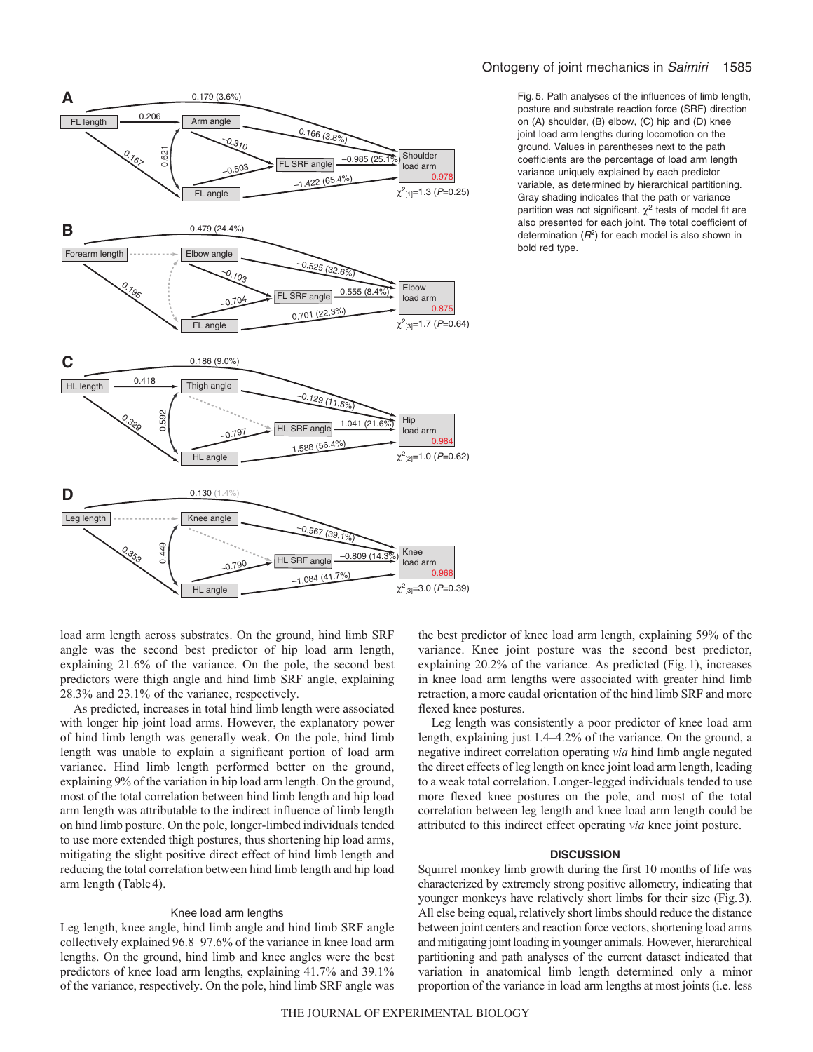Fig. 5. Path analyses of the influences of limb length, posture and substrate reaction force (SRF) direction on (A) shoulder, (B) elbow, (C) hip and (D) knee joint load arm lengths during locomotion on the ground. Values in parentheses next to the path coefficients are the percentage of load arm length variance uniquely explained by each predictor variable, as determined by hierarchical partitioning. Gray shading indicates that the path or variance partition was not significant. $\chi^2$ tests of model fit are also presented for each joint. The total coefficient of determination ($R^2$) for each model is also shown in bold red type.

load arm length across substrates. On the ground, hind limb SRF angle was the second best predictor of hip load arm length, explaining 21.6% of the variance. On the pole, the second best predictors were thigh angle and hind limb SRF angle, explaining 28.3% and 23.1% of the variance, respectively.

As predicted, increases in total hind limb length were associated with longer hip joint load arms. However, the explanatory power of hind limb length was generally weak. On the pole, hind limb length was unable to explain a significant portion of load arm variance. Hind limb length performed better on the ground, explaining 9% of the variation in hip load arm length. On the ground, most of the total correlation between hind limb length and hip load arm length was attributable to the indirect influence of limb length on hind limb posture. On the pole, longer-limbed individuals tended to use more extended thigh postures, thus shortening hip load arms, mitigating the slight positive direct effect of hind limb length and reducing the total correlation between hind limb length and hip load arm length (Table 4).

### Knee load arm lengths

Leg length, knee angle, hind limb angle and hind limb SRF angle collectively explained 96.8–97.6% of the variance in knee load arm lengths. On the ground, hind limb and knee angles were the best predictors of knee load arm lengths, explaining 41.7% and 39.1% of the variance, respectively. On the pole, hind limb SRF angle was the best predictor of knee load arm length, explaining 59% of the variance. Knee joint posture was the second best predictor, explaining 20.2% of the variance. As predicted (Fig. 1), increases in knee load arm lengths were associated with greater hind limb retraction, a more caudal orientation of the hind limb SRF and more flexed knee postures.

Leg length was consistently a poor predictor of knee load arm length, explaining just 1.4–4.2% of the variance. On the ground, a negative indirect correlation operating *via* hind limb angle negated the direct effects of leg length on knee joint load arm length, leading to a weak total correlation. Longer-legged individuals tended to use more flexed knee postures on the pole, and most of the total correlation between leg length and knee load arm length could be attributed to this indirect effect operating *via* knee joint posture.

## DISCUSSION

Squirrel monkey limb growth during the first 10 months of life was characterized by extremely strong positive allometry, indicating that younger monkeys have relatively short limbs for their size (Fig. 3). All else being equal, relatively short limbs should reduce the distance between joint centers and reaction force vectors, shortening load arms and mitigating joint loading in younger animals. However, hierarchical partitioning and path analyses of the current dataset indicated that variation in anatomical limb length determined only a minor proportion of the variance in load arm lengths at most joints (i.e. less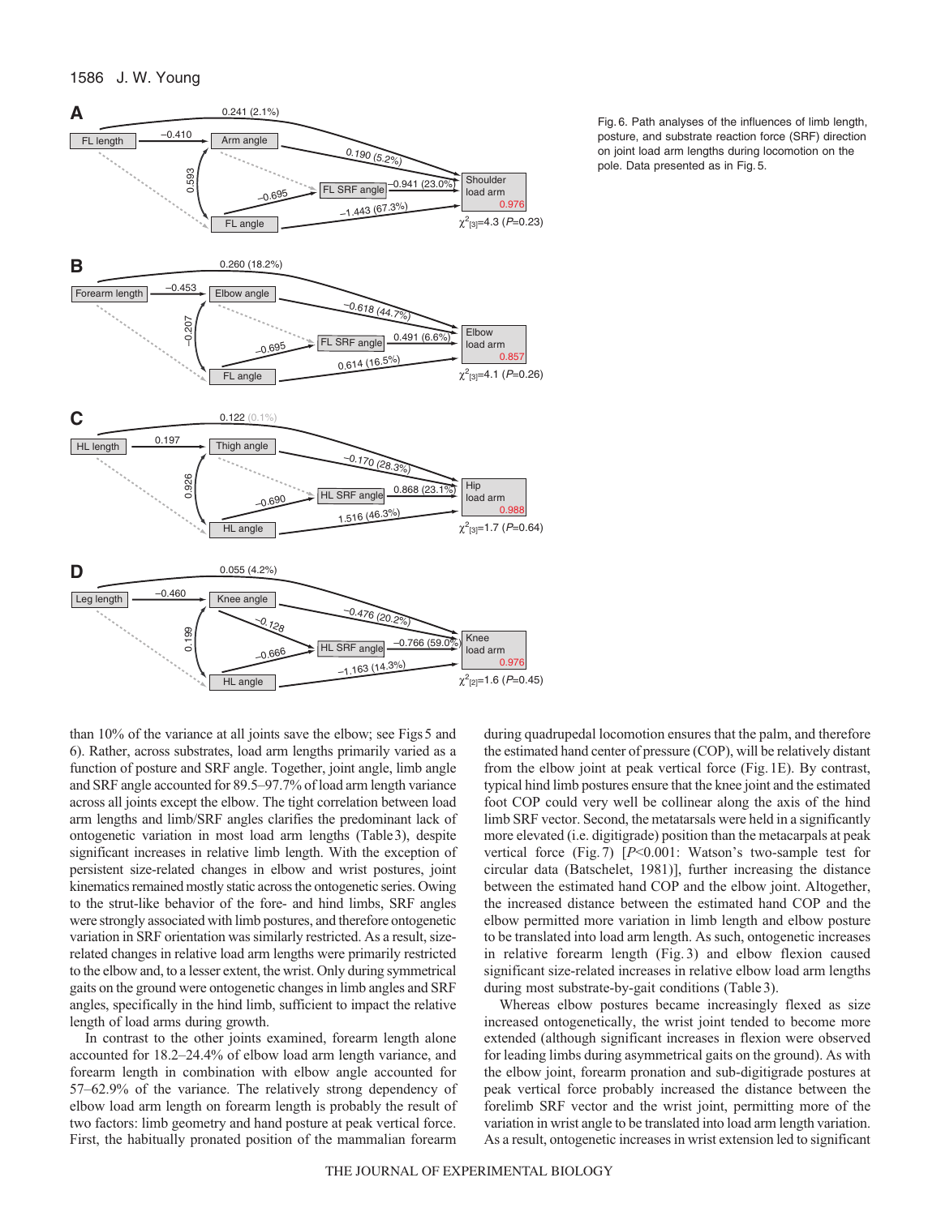Fig. 6. Path analyses of the influences of limb length, posture, and substrate reaction force (SRF) direction on joint load arm lengths during locomotion on the pole. Data presented as in Fig. 5.

than 10% of the variance at all joints save the elbow; see Figs 5 and 6). Rather, across substrates, load arm lengths primarily varied as a function of posture and SRF angle. Together, joint angle, limb angle and SRF angle accounted for 89.5–97.7% of load arm length variance across all joints except the elbow. The tight correlation between load arm lengths and limb/SRF angles clarifies the predominant lack of ontogenetic variation in most load arm lengths (Table 3), despite significant increases in relative limb length. With the exception of persistent size-related changes in elbow and wrist postures, joint kinematics remained mostly static across the ontogenetic series. Owing to the strut-like behavior of the fore- and hind limbs, SRF angles were strongly associated with limb postures, and therefore ontogenetic variation in SRF orientation was similarly restricted. As a result, size-related changes in relative load arm lengths were primarily restricted to the elbow and, to a lesser extent, the wrist. Only during symmetrical gaits on the ground were ontogenetic changes in limb angles and SRF angles, specifically in the hind limb, sufficient to impact the relative length of load arms during growth.

In contrast to the other joints examined, forearm length alone accounted for 18.2–24.4% of elbow load arm length variance, and forearm length in combination with elbow angle accounted for 57–62.9% of the variance. The relatively strong dependency of elbow load arm length on forearm length is probably the result of two factors: limb geometry and hand posture at peak vertical force. First, the habitually pronated position of the mammalian forearm during quadrupedal locomotion ensures that the palm, and therefore the estimated hand center of pressure (COP), will be relatively distant from the elbow joint at peak vertical force (Fig. 1E). By contrast, typical hind limb postures ensure that the knee joint and the estimated foot COP could very well be collinear along the axis of the hind limb SRF vector. Second, the metatarsals were held in a significantly more elevated (i.e. digitigrade) position than the metacarpals at peak vertical force (Fig. 7) [$P<0.001$: Watson's two-sample test for circular data (Batschelet, 1981)], further increasing the distance between the estimated hand COP and the elbow joint. Altogether, the increased distance between the estimated hand COP and the elbow permitted more variation in limb length and elbow posture to be translated into load arm length. As such, ontogenetic increases in relative forearm length (Fig. 3) and elbow flexion caused significant size-related increases in relative elbow load arm lengths during most substrate-by-gait conditions (Table 3).

Whereas elbow postures became increasingly flexed as size increased ontogenetically, the wrist joint tended to become more extended (although significant increases in flexion were observed for leading limbs during asymmetrical gaits on the ground). As with the elbow joint, forearm pronation and sub-digitigrade postures at peak vertical force probably increased the distance between the forelimb SRF vector and the wrist joint, permitting more of the variation in wrist angle to be translated into load arm length variation. As a result, ontogenetic increases in wrist extension led to significant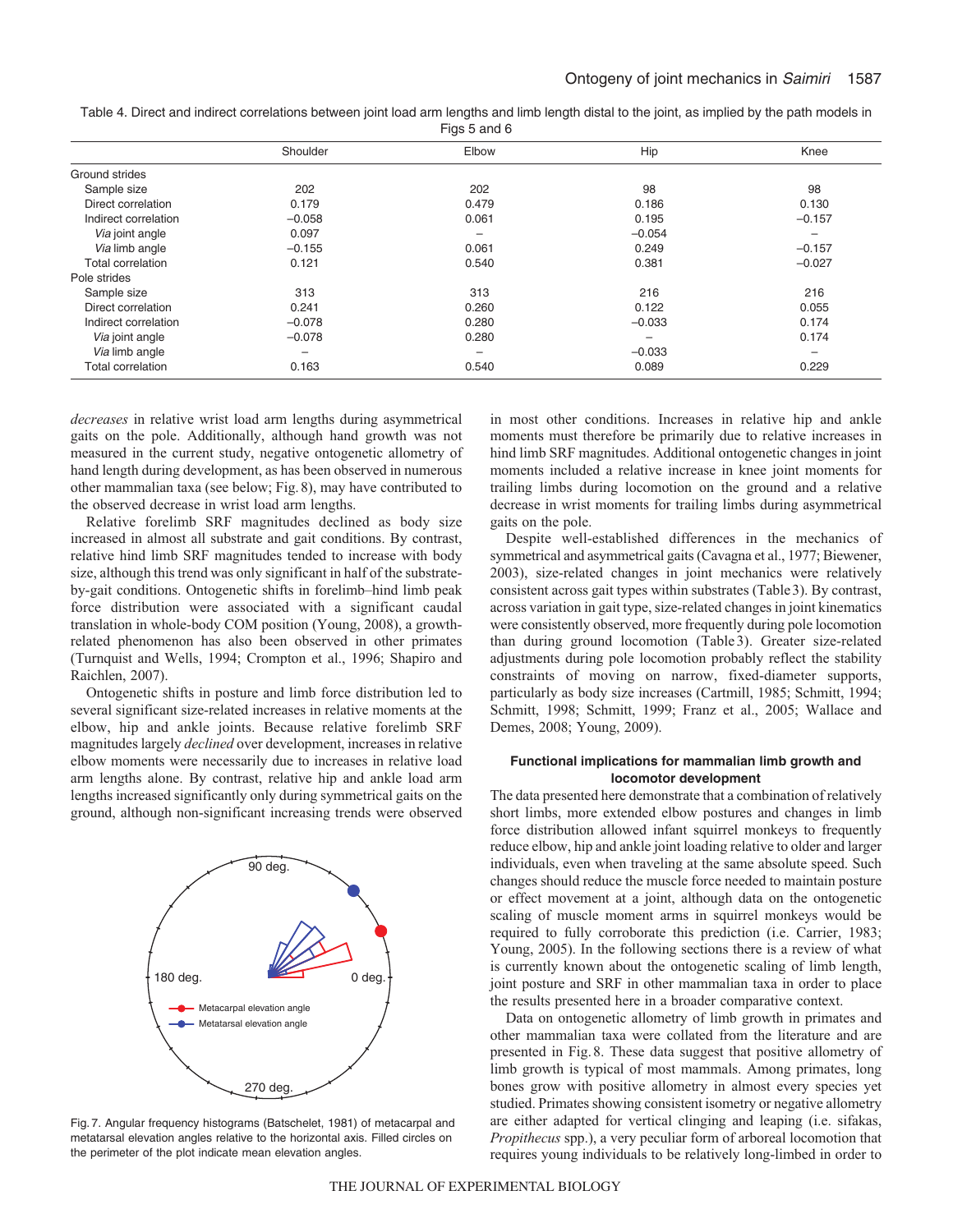Table 4. Direct and indirect correlations between joint load arm lengths and limb length distal to the joint, as implied by the path models in Figs 5 and 6

| | Shoulder | Elbow | Hip | Knee |
|---|---|---|---|---|
| Ground strides | | | | |
| Sample size | 202 | 202 | 98 | 98 |
| Direct correlation | 0.179 | 0.479 | 0.186 | 0.130 |
| Indirect correlation | −0.058 | 0.061 | 0.195 | −0.157 |
| *Via* joint angle | 0.097 | – | −0.054 | – |
| *Via* limb angle | −0.155 | 0.061 | 0.249 | −0.157 |
| Total correlation | 0.121 | 0.540 | 0.381 | −0.027 |
| Pole strides | | | | |
| Sample size | 313 | 313 | 216 | 216 |
| Direct correlation | 0.241 | 0.260 | 0.122 | 0.055 |
| Indirect correlation | −0.078 | 0.280 | −0.033 | 0.174 |
| *Via* joint angle | −0.078 | 0.280 | – | 0.174 |
| *Via* limb angle | – | – | −0.033 | – |
| Total correlation | 0.163 | 0.540 | 0.089 | 0.229 |

*decreases* in relative wrist load arm lengths during asymmetrical gaits on the pole. Additionally, although hand growth was not measured in the current study, negative ontogenetic allometry of hand length during development, as has been observed in numerous other mammalian taxa (see below; Fig. 8), may have contributed to the observed decrease in wrist load arm lengths.

Relative forelimb SRF magnitudes declined as body size increased in almost all substrate and gait conditions. By contrast, relative hind limb SRF magnitudes tended to increase with body size, although this trend was only significant in half of the substrate-by-gait conditions. Ontogenetic shifts in forelimb–hind limb peak force distribution were associated with a significant caudal translation in whole-body COM position (Young, 2008), a growth-related phenomenon has also been observed in other primates (Turnquist and Wells, 1994; Crompton et al., 1996; Shapiro and Raichlen, 2007).

Ontogenetic shifts in posture and limb force distribution led to several significant size-related increases in relative moments at the elbow, hip and ankle joints. Because relative forelimb SRF magnitudes largely *declined* over development, increases in relative elbow moments were necessarily due to increases in relative load arm lengths alone. By contrast, relative hip and ankle load arm lengths increased significantly only during symmetrical gaits on the ground, although non-significant increasing trends were observed in most other conditions. Increases in relative hip and ankle moments must therefore be primarily due to relative increases in hind limb SRF magnitudes. Additional ontogenetic changes in joint moments included a relative increase in knee joint moments for trailing limbs during locomotion on the ground and a relative decrease in wrist moments for trailing limbs during asymmetrical gaits on the pole.

Fig. 7. Angular frequency histograms (Batschelet, 1981) of metacarpal and metatarsal elevation angles relative to the horizontal axis. Filled circles on the perimeter of the plot indicate mean elevation angles.

Despite well-established differences in the mechanics of symmetrical and asymmetrical gaits (Cavagna et al., 1977; Biewener, 2003), size-related changes in joint mechanics were relatively consistent across gait types within substrates (Table 3). By contrast, across variation in gait type, size-related changes in joint kinematics were consistently observed, more frequently during pole locomotion than during ground locomotion (Table 3). Greater size-related adjustments during pole locomotion probably reflect the stability constraints of moving on narrow, fixed-diameter supports, particularly as body size increases (Cartmill, 1985; Schmitt, 1994; Schmitt, 1998; Schmitt, 1999; Franz et al., 2005; Wallace and Demes, 2008; Young, 2009).

### Functional implications for mammalian limb growth and locomotor development

The data presented here demonstrate that a combination of relatively short limbs, more extended elbow postures and changes in limb force distribution allowed infant squirrel monkeys to frequently reduce elbow, hip and ankle joint loading relative to older and larger individuals, even when traveling at the same absolute speed. Such changes should reduce the muscle force needed to maintain posture or effect movement at a joint, although data on the ontogenetic scaling of muscle moment arms in squirrel monkeys would be required to fully corroborate this prediction (i.e. Carrier, 1983; Young, 2005). In the following sections there is a review of what is currently known about the ontogenetic scaling of limb length, joint posture and SRF in other mammalian taxa in order to place the results presented here in a broader comparative context.

Data on ontogenetic allometry of limb growth in primates and other mammalian taxa were collated from the literature and are presented in Fig. 8. These data suggest that positive allometry of limb growth is typical of most mammals. Among primates, long bones grow with positive allometry in almost every species yet studied. Primates showing consistent isometry or negative allometry are either adapted for vertical clinging and leaping (i.e. sifakas, *Propithecus* spp.), a very peculiar form of arboreal locomotion that requires young individuals to be relatively long-limbed in order to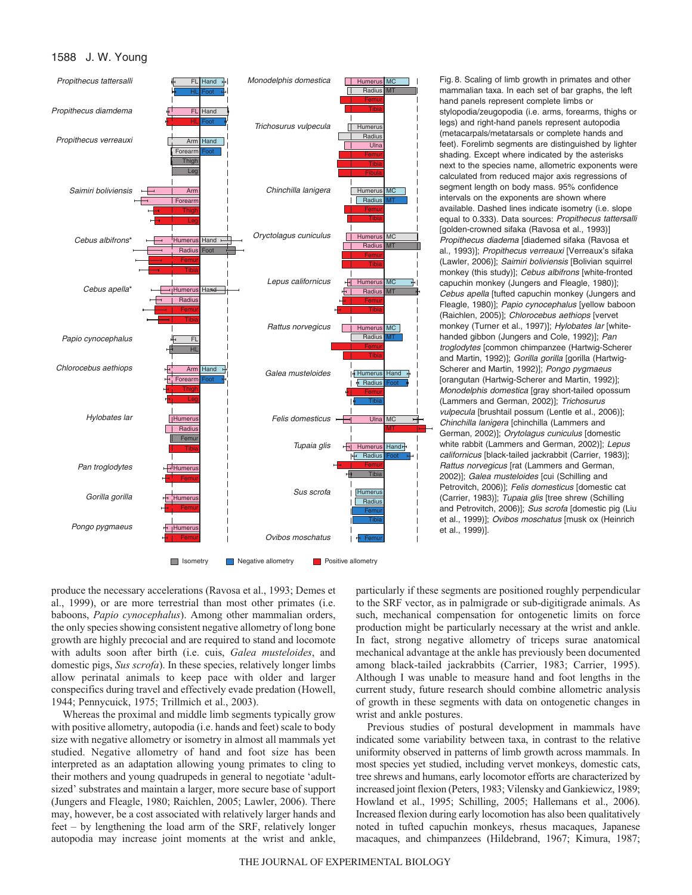Fig. 8. Scaling of limb growth in primates and other mammalian taxa. In each set of bar graphs, the left hand panels represent complete limbs or stylopodia/zeugopodia (i.e. arms, forearms, thighs or legs) and right-hand panels represent autopodia (metacarpals/metatarsals or complete hands and feet). Forelimb segments are distinguished by lighter shading. Except where indicated by the asterisks next to the species name, allometric exponents were calculated from reduced major axis regressions of segment length on body mass. 95% confidence intervals on the exponents are shown where available. Dashed lines indicate isometry (i.e. slope equal to 0.333). Data sources: *Propithecus tattersalli* [golden-crowned sifaka (Ravosa et al., 1993)]; *Propithecus diadema* [diademed sifaka (Ravosa et al., 1993)]; *Propithecus verreauxi* [Verreaux's sifaka (Lawler, 2006)]; *Saimiri boliviensis* [Bolivian squirrel monkey (this study)]; *Cebus albifrons* [white-fronted capuchin monkey (Jungers and Fleagle, 1980)]; *Cebus apella* [tufted capuchin monkey (Jungers and Fleagle, 1980)]; *Papio cynocephalus* [yellow baboon (Raichlen, 2005)]; *Chlorocebus aethiops* [vervet monkey (Turner et al., 1997)]; *Hylobates lar* [white-handed gibbon (Jungers and Cole, 1992)]; *Pan troglodytes* [common chimpanzee (Hartwig-Scherer and Martin, 1992)]; *Gorilla gorilla* [gorilla (Hartwig-Scherer and Martin, 1992)]; *Pongo pygmaeus* [orangutan (Hartwig-Scherer and Martin, 1992)]; *Monodelphis domestica* [gray short-tailed opossum (Lammers and German, 2002)]; *Trichosurus vulpecula* [brushtail possum (Lentle et al., 2006)]; *Chinchilla lanigera* [chinchilla (Lammers and German, 2002)]; *Orytolagus cuniculus* [domestic white rabbit (Lammers and German, 2002)]; *Lepus californicus* [black-tailed jackrabbit (Carrier, 1983)]; *Rattus norvegicus* [rat (Lammers and German, 2002)]; *Galea musteloides* [cui (Schilling and Petrovitch, 2006)]; *Felis domesticus* [domestic cat (Carrier, 1983)]; *Tupaia glis* [tree shrew (Schilling and Petrovitch, 2006)]; *Sus scrofa* [domestic pig (Liu et al., 1999)]; *Ovibos moschatus* [musk ox (Heinrich et al., 1999)].

produce the necessary accelerations (Ravosa et al., 1993; Demes et al., 1999), or are more terrestrial than most other primates (i.e. baboons, *Papio cynocephalus*). Among other mammalian orders, the only species showing consistent negative allometry of long bone growth are highly precocial and are required to stand and locomote with adults soon after birth (i.e. cuis, *Galea musteloides*, and domestic pigs, *Sus scrofa*). In these species, relatively longer limbs allow perinatal animals to keep pace with older and larger conspecifics during travel and effectively evade predation (Howell, 1944; Pennycuick, 1975; Trillmich et al., 2003).

Whereas the proximal and middle limb segments typically grow with positive allometry, autopodia (i.e. hands and feet) scale to body size with negative allometry or isometry in almost all mammals yet studied. Negative allometry of hand and foot size has been interpreted as an adaptation allowing young primates to cling to their mothers and young quadrupeds in general to negotiate 'adult-sized' substrates and maintain a larger, more secure base of support (Jungers and Fleagle, 1980; Raichlen, 2005; Lawler, 2006). There may, however, be a cost associated with relatively larger hands and feet – by lengthening the load arm of the SRF, relatively longer autopodia may increase joint moments at the wrist and ankle, particularly if these segments are positioned roughly perpendicular to the SRF vector, as in palmigrade or sub-digitigrade animals. As such, mechanical compensation for ontogenetic limits on force production might be particularly necessary at the wrist and ankle. In fact, strong negative allometry of triceps surae anatomical mechanical advantage at the ankle has previously been documented among black-tailed jackrabbits (Carrier, 1983; Carrier, 1995). Although I was unable to measure hand and foot lengths in the current study, future research should combine allometric analysis of growth in these segments with data on ontogenetic changes in wrist and ankle postures.

Previous studies of postural development in mammals have indicated some variability between taxa, in contrast to the relative uniformity observed in patterns of limb growth across mammals. In most species yet studied, including vervet monkeys, domestic cats, tree shrews and humans, early locomotor efforts are characterized by increased joint flexion (Peters, 1983; Vilensky and Gankiewicz, 1989; Howland et al., 1995; Schilling, 2005; Hallemans et al., 2006). Increased flexion during early locomotion has also been qualitatively noted in tufted capuchin monkeys, rhesus macaques, Japanese macaques, and chimpanzees (Hildebrand, 1967; Kimura, 1987;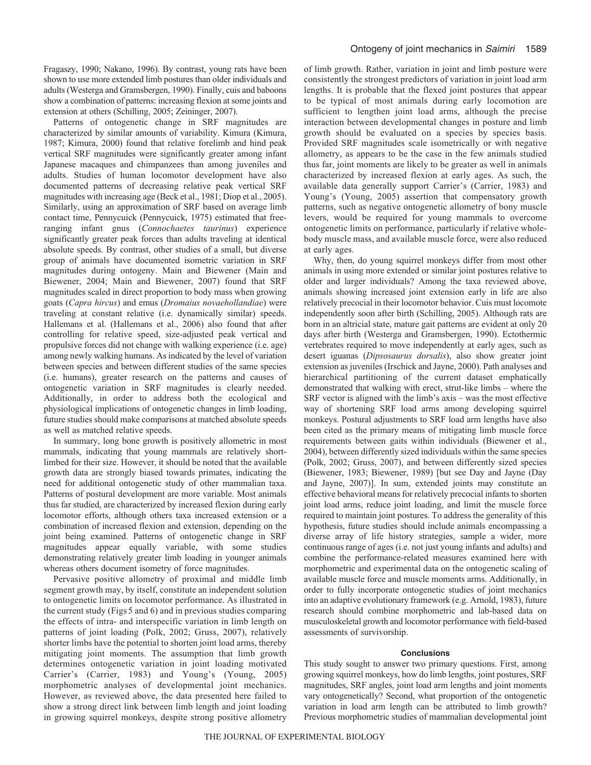Fragaszy, 1990; Nakano, 1996). By contrast, young rats have been shown to use more extended limb postures than older individuals and adults (Westerga and Gramsbergen, 1990). Finally, cuis and baboons show a combination of patterns: increasing flexion at some joints and extension at others (Schilling, 2005; Zeininger, 2007).

Patterns of ontogenetic change in SRF magnitudes are characterized by similar amounts of variability. Kimura (Kimura, 1987; Kimura, 2000) found that relative forelimb and hind peak vertical SRF magnitudes were significantly greater among infant Japanese macaques and chimpanzees than among juveniles and adults. Studies of human locomotor development have also documented patterns of decreasing relative peak vertical SRF magnitudes with increasing age (Beck et al., 1981; Diop et al., 2005). Similarly, using an approximation of SRF based on average limb contact time, Pennycuick (Pennycuick, 1975) estimated that free-ranging infant gnus (*Connochaetes taurinus*) experience significantly greater peak forces than adults traveling at identical absolute speeds. By contrast, other studies of a small, but diverse group of animals have documented isometric variation in SRF magnitudes during ontogeny. Main and Biewener (Main and Biewener, 2004; Main and Biewener, 2007) found that SRF magnitudes scaled in direct proportion to body mass when growing goats (*Capra hircus*) and emus (*Dromaius novaehollandiae*) were traveling at constant relative (i.e. dynamically similar) speeds. Hallemans et al. (Hallemans et al., 2006) also found that after controlling for relative speed, size-adjusted peak vertical and propulsive forces did not change with walking experience (i.e. age) among newly walking humans. As indicated by the level of variation between species and between different studies of the same species (i.e. humans), greater research on the patterns and causes of ontogenetic variation in SRF magnitudes is clearly needed. Additionally, in order to address both the ecological and physiological implications of ontogenetic changes in limb loading, future studies should make comparisons at matched absolute speeds as well as matched relative speeds.

In summary, long bone growth is positively allometric in most mammals, indicating that young mammals are relatively short-limbed for their size. However, it should be noted that the available growth data are strongly biased towards primates, indicating the need for additional ontogenetic study of other mammalian taxa. Patterns of postural development are more variable. Most animals thus far studied, are characterized by increased flexion during early locomotor efforts, although others taxa increased extension or a combination of increased flexion and extension, depending on the joint being examined. Patterns of ontogenetic change in SRF magnitudes appear equally variable, with some studies demonstrating relatively greater limb loading in younger animals whereas others document isometry of force magnitudes.

Pervasive positive allometry of proximal and middle limb segment growth may, by itself, constitute an independent solution to ontogenetic limits on locomotor performance. As illustrated in the current study (Figs 5 and 6) and in previous studies comparing the effects of intra- and interspecific variation in limb length on patterns of joint loading (Polk, 2002; Gruss, 2007), relatively shorter limbs have the potential to shorten joint load arms, thereby mitigating joint moments. The assumption that limb growth determines ontogenetic variation in joint loading motivated Carrier's (Carrier, 1983) and Young's (Young, 2005) morphometric analyses of developmental joint mechanics. However, as reviewed above, the data presented here failed to show a strong direct link between limb length and joint loading in growing squirrel monkeys, despite strong positive allometry of limb growth. Rather, variation in joint and limb posture were consistently the strongest predictors of variation in joint load arm lengths. It is probable that the flexed joint postures that appear to be typical of most animals during early locomotion are sufficient to lengthen joint load arms, although the precise interaction between developmental changes in posture and limb growth should be evaluated on a species by species basis. Provided SRF magnitudes scale isometrically or with negative allometry, as appears to be the case in the few animals studied thus far, joint moments are likely to be greater as well in animals characterized by increased flexion at early ages. As such, the available data generally support Carrier's (Carrier, 1983) and Young's (Young, 2005) assertion that compensatory growth patterns, such as negative ontogenetic allometry of bony muscle levers, would be required for young mammals to overcome ontogenetic limits on performance, particularly if relative whole-body muscle mass, and available muscle force, were also reduced at early ages.

Why, then, do young squirrel monkeys differ from most other animals in using more extended or similar joint postures relative to older and larger individuals? Among the taxa reviewed above, animals showing increased joint extension early in life are also relatively precocial in their locomotor behavior. Cuis must locomote independently soon after birth (Schilling, 2005). Although rats are born in an altricial state, mature gait patterns are evident at only 20 days after birth (Westerga and Gramsbergen, 1990). Ectothermic vertebrates required to move independently at early ages, such as desert iguanas (*Dipsosaurus dorsalis*), also show greater joint extension as juveniles (Irschick and Jayne, 2000). Path analyses and hierarchical partitioning of the current dataset emphatically demonstrated that walking with erect, strut-like limbs – where the SRF vector is aligned with the limb's axis – was the most effective way of shortening SRF load arms among developing squirrel monkeys. Postural adjustments to SRF load arm lengths have also been cited as the primary means of mitigating limb muscle force requirements between gaits within individuals (Biewener et al., 2004), between differently sized individuals within the same species (Polk, 2002; Gruss, 2007), and between differently sized species (Biewener, 1983; Biewener, 1989) [but see Day and Jayne (Day and Jayne, 2007)]. In sum, extended joints may constitute an effective behavioral means for relatively precocial infants to shorten joint load arms, reduce joint loading, and limit the muscle force required to maintain joint postures. To address the generality of this hypothesis, future studies should include animals encompassing a diverse array of life history strategies, sample a wider, more continuous range of ages (i.e. not just young infants and adults) and combine the performance-related measures examined here with morphometric and experimental data on the ontogenetic scaling of available muscle force and muscle moments arms. Additionally, in order to fully incorporate ontogenetic studies of joint mechanics into an adaptive evolutionary framework (e.g. Arnold, 1983), future research should combine morphometric and lab-based data on musculoskeletal growth and locomotor performance with field-based assessments of survivorship.

## Conclusions

This study sought to answer two primary questions. First, among growing squirrel monkeys, how do limb lengths, joint postures, SRF magnitudes, SRF angles, joint load arm lengths and joint moments vary ontogenetically? Second, what proportion of the ontogenetic variation in load arm length can be attributed to limb growth? Previous morphometric studies of mammalian developmental joint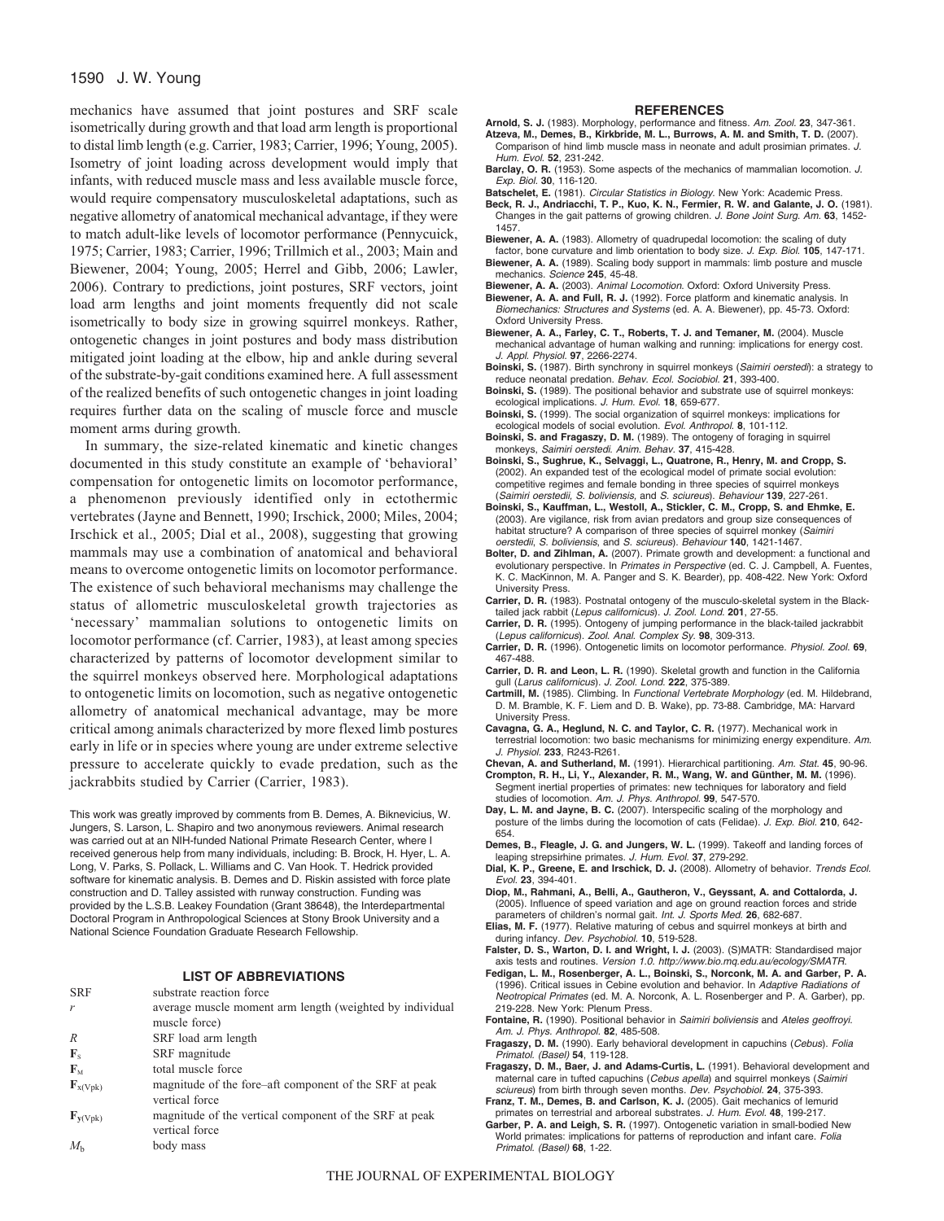mechanics have assumed that joint postures and SRF scale isometrically during growth and that load arm length is proportional to distal limb length (e.g. Carrier, 1983; Carrier, 1996; Young, 2005). Isometry of joint loading across development would imply that infants, with reduced muscle mass and less available muscle force, would require compensatory musculoskeletal adaptations, such as negative allometry of anatomical mechanical advantage, if they were to match adult-like levels of locomotor performance (Pennycuick, 1975; Carrier, 1983; Carrier, 1996; Trillmich et al., 2003; Main and Biewener, 2004; Young, 2005; Herrel and Gibb, 2006; Lawler, 2006). Contrary to predictions, joint postures, SRF vectors, joint load arm lengths and joint moments frequently did not scale isometrically to body size in growing squirrel monkeys. Rather, ontogenetic changes in joint postures and body mass distribution mitigated joint loading at the elbow, hip and ankle during several of the substrate-by-gait conditions examined here. A full assessment of the realized benefits of such ontogenetic changes in joint loading requires further data on the scaling of muscle force and muscle moment arms during growth.

In summary, the size-related kinematic and kinetic changes documented in this study constitute an example of 'behavioral' compensation for ontogenetic limits on locomotor performance, a phenomenon previously identified only in ectothermic vertebrates (Jayne and Bennett, 1990; Irschick, 2000; Miles, 2004; Irschick et al., 2005; Dial et al., 2008), suggesting that growing mammals may use a combination of anatomical and behavioral means to overcome ontogenetic limits on locomotor performance. The existence of such behavioral mechanisms may challenge the status of allometric musculoskeletal growth trajectories as 'necessary' mammalian solutions to ontogenetic limits on locomotor performance (cf. Carrier, 1983), at least among species characterized by patterns of locomotor development similar to the squirrel monkeys observed here. Morphological adaptations to ontogenetic limits on locomotion, such as negative ontogenetic allometry of anatomical mechanical advantage, may be more critical among animals characterized by more flexed limb postures early in life or in species where young are under extreme selective pressure to accelerate quickly to evade predation, such as the jackrabbits studied by Carrier (Carrier, 1983).

This work was greatly improved by comments from B. Demes, A. Biknevicius, W. Jungers, S. Larson, L. Shapiro and two anonymous reviewers. Animal research was carried out at an NIH-funded National Primate Research Center, where I received generous help from many individuals, including: B. Brock, H. Hyer, L. A. Long, V. Parks, S. Pollack, L. Williams and C. Van Hook. T. Hedrick provided software for kinematic analysis. B. Demes and D. Riskin assisted with force plate construction and D. Talley assisted with runway construction. Funding was provided by the L.S.B. Leakey Foundation (Grant 38648), the Interdepartmental Doctoral Program in Anthropological Sciences at Stony Brook University and a National Science Foundation Graduate Research Fellowship.

## LIST OF ABBREVIATIONS

| | |
|---|---|
| SRF | substrate reaction force |
| $r$ | average muscle moment arm length (weighted by individual muscle force) |
| $R$ | SRF load arm length |
| $\mathbf{F}_s$ | SRF magnitude |
| $\mathbf{F}_M$ | total muscle force |
| $\mathbf{F}_{x(Vpk)}$ | magnitude of the fore–aft component of the SRF at peak vertical force |
| $\mathbf{F}_{y(Vpk)}$ | magnitude of the vertical component of the SRF at peak vertical force |
| $M_b$ | body mass |

## REFERENCES

**Arnold, S. J.** (1983). Morphology, performance and fitness. *Am. Zool.* **23**, 347-361.

**Atzeva, M., Demes, B., Kirkbride, M. L., Burrows, A. M. and Smith, T. D.** (2007). Comparison of hind limb muscle mass in neonate and adult prosimian primates. *J. Hum. Evol.* **52**, 231-242.

**Barclay, O. R.** (1953). Some aspects of the mechanics of mammalian locomotion. *J. Exp. Biol.* **30**, 116-120.

**Batschelet, E.** (1981). *Circular Statistics in Biology*. New York: Academic Press.

**Beck, R. J., Andriacchi, T. P., Kuo, K. N., Fermier, R. W. and Galante, J. O.** (1981). Changes in the gait patterns of growing children. *J. Bone Joint Surg. Am.* **63**, 1452-1457.

**Biewener, A. A.** (1983). Allometry of quadrupedal locomotion: the scaling of duty factor, bone curvature and limb orientation to body size. *J. Exp. Biol.* **105**, 147-171.

**Biewener, A. A.** (1989). Scaling body support in mammals: limb posture and muscle mechanics. *Science* **245**, 45-48.

**Biewener, A. A.** (2003). *Animal Locomotion*. Oxford: Oxford University Press.

**Biewener, A. A. and Full, R. J.** (1992). Force platform and kinematic analysis. In *Biomechanics: Structures and Systems* (ed. A. A. Biewener), pp. 45-73. Oxford: Oxford University Press.

**Biewener, A. A., Farley, C. T., Roberts, T. J. and Temaner, M.** (2004). Muscle mechanical advantage of human walking and running: implications for energy cost. *J. Appl. Physiol.* **97**, 2266-2274.

**Boinski, S.** (1987). Birth synchrony in squirrel monkeys (*Saimiri oerstedi*): a strategy to reduce neonatal predation. *Behav. Ecol. Sociobiol.* **21**, 393-400.

**Boinski, S.** (1989). The positional behavior and substrate use of squirrel monkeys: ecological implications. *J. Hum. Evol.* **18**, 659-677.

**Boinski, S.** (1999). The social organization of squirrel monkeys: implications for ecological models of social evolution. *Evol. Anthropol.* **8**, 101-112.

**Boinski, S. and Fragaszy, D. M.** (1989). The ontogeny of foraging in squirrel monkeys, *Saimiri oerstedi*. *Anim. Behav.* **37**, 415-428.

**Boinski, S., Sughrue, K., Selvaggi, L., Quatrone, R., Henry, M. and Cropp, S.** (2002). An expanded test of the ecological model of primate social evolution: competitive regimes and female bonding in three species of squirrel monkeys (*Saimiri oerstedii, S. boliviensis,* and *S. sciureus*). *Behaviour* **139**, 227-261.

**Boinski, S., Kauffman, L., Westoll, A., Stickler, C. M., Cropp, S. and Ehmke, E.** (2003). Are vigilance, risk from avian predators and group size consequences of habitat structure? A comparison of three species of squirrel monkey (*Saimiri oerstedii, S. boliviensis,* and *S. sciureus*). *Behaviour* **140**, 1421-1467.

**Bolter, D. and Zihlman, A.** (2007). Primate growth and development: a functional and evolutionary perspective. In *Primates in Perspective* (ed. C. J. Campbell, A. Fuentes, K. C. MacKinnon, M. A. Panger and S. K. Bearder), pp. 408-422. New York: Oxford University Press.

**Carrier, D. R.** (1983). Postnatal ontogeny of the musculo-skeletal system in the Black-tailed jack rabbit (*Lepus californicus*). *J. Zool. Lond.* **201**, 27-55.

**Carrier, D. R.** (1995). Ontogeny of jumping performance in the black-tailed jackrabbit (*Lepus californicus*). *Zool. Anal. Complex Sy.* **98**, 309-313.

**Carrier, D. R.** (1996). Ontogenetic limits on locomotor performance. *Physiol. Zool.* **69**, 467-488.

**Carrier, D. R. and Leon, L. R.** (1990). Skeletal growth and function in the California gull (*Larus californicus*). *J. Zool. Lond.* **222**, 375-389.

**Cartmill, M.** (1985). Climbing. In *Functional Vertebrate Morphology* (ed. M. Hildebrand, D. M. Bramble, K. F. Liem and D. B. Wake), pp. 73-88. Cambridge, MA: Harvard University Press.

**Cavagna, G. A., Heglund, N. C. and Taylor, C. R.** (1977). Mechanical work in terrestrial locomotion: two basic mechanisms for minimizing energy expenditure. *Am. J. Physiol.* **233**, R243-R261.

**Chevan, A. and Sutherland, M.** (1991). Hierarchical partitioning. *Am. Stat.* **45**, 90-96.

**Crompton, R. H., Li, Y., Alexander, R. M., Wang, W. and Günther, M. M.** (1996). Segment inertial properties of primates: new techniques for laboratory and field studies of locomotion. *Am. J. Phys. Anthropol.* **99**, 547-570.

**Day, L. M. and Jayne, B. C.** (2007). Interspecific scaling of the morphology and posture of the limbs during the locomotion of cats (Felidae). *J. Exp. Biol.* **210**, 642-654.

**Demes, B., Fleagle, J. G. and Jungers, W. L.** (1999). Takeoff and landing forces of leaping strepsirhine primates. *J. Hum. Evol.* **37**, 279-292.

**Dial, K. P., Greene, E. and Irschick, D. J.** (2008). Allometry of behavior. *Trends Ecol. Evol.* **23**, 394-401.

**Diop, M., Rahmani, A., Belli, A., Gautheron, V., Geyssant, A. and Cottalorda, J.** (2005). Influence of speed variation and age on ground reaction forces and stride parameters of children's normal gait. *Int. J. Sports Med.* **26**, 682-687.

**Elias, M. F.** (1977). Relative maturity of cebus and squirrel monkeys at birth and during infancy. *Dev. Psychobiol.* **10**, 519-528.

**Falster, D. S., Warton, D. I. and Wright, I. J.** (2003). (S)MATR: Standardised major axis tests and routines. *Version 1.0. http://www.bio.mq.edu.au/ecology/SMATR.*

**Fedigan, L. M., Rosenberger, A. L., Boinski, S., Norconk, M. A. and Garber, P. A.** (1996). Critical issues in Cebine evolution and behavior. In *Adaptive Radiations of Neotropical Primates* (ed. M. A. Norconk, A. L. Rosenberger and P. A. Garber), pp. 219-228. New York: Plenum Press.

**Fontaine, R.** (1990). Positional behavior in *Saimiri boliviensis* and *Ateles geoffroyi*. *Am. J. Phys. Anthropol.* **82**, 485-508.

**Fragaszy, D. M.** (1990). Early behavioral development in capuchins (*Cebus*). *Folia Primatol. (Basel)* **54**, 119-128.

**Fragaszy, D. M., Baer, J. and Adams-Curtis, L.** (1991). Behavioral development and maternal care in tufted capuchins (*Cebus apella*) and squirrel monkeys (*Saimiri sciureus*) from birth through seven months. *Dev. Psychobiol.* **24**, 375-393.

**Franz, T. M., Demes, B. and Carlson, K. J.** (2005). Gait mechanics of lemurid primates on terrestrial and arboreal substrates. *J. Hum. Evol.* **48**, 199-217.

**Garber, P. A. and Leigh, S. R.** (1997). Ontogenetic variation in small-bodied New World primates: implications for patterns of reproduction and infant care. *Folia Primatol. (Basel)* **68**, 1-22.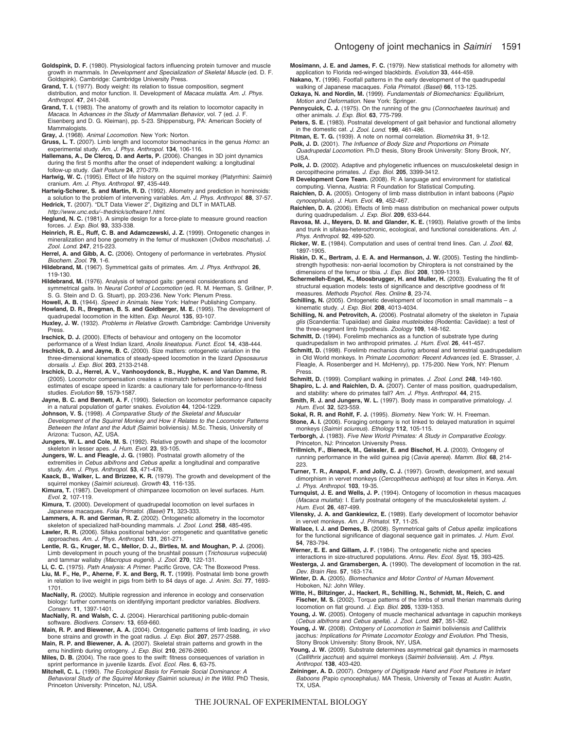**Goldspink, D. F.** (1980). Physiological factors influencing protein turnover and muscle growth in mammals. In *Development and Specialization of Skeletal Muscle* (ed. D. F. Goldspink). Cambridge: Cambridge University Press.

**Grand, T. I.** (1977). Body weight: its relation to tissue composition, segment distribution, and motor function. II. Development of *Macaca mulatta*. *Am. J. Phys. Anthropol.* **47**, 241-248.

**Grand, T. I.** (1983). The anatomy of growth and its relation to locomotor capacity in *Macaca*. In *Advances in the Study of Mammalian Behavior*, vol. 7 (ed. J. F. Eisenberg and D. G. Kleiman), pp. 5-23. Shippensburg, PA: American Society of Mammalogists.

**Gray, J.** (1968). *Animal Locomotion*. New York: Norton.

**Gruss, L. T.** (2007). Limb length and locomotor biomechanics in the genus *Homo*: an experimental study. *Am. J. Phys. Anthropol.* **134**, 106-116.

**Hallemans, A., De Clercq, D. and Aerts, P.** (2006). Changes in 3D joint dynamics during the first 5 months after the onset of independent walking: a longitudinal follow-up study. *Gait Posture* **24**, 270-279.

**Hartwig, W. C.** (1995). Effect of life history on the squirrel monkey (Platyrrhini: *Saimiri*) cranium. *Am. J. Phys. Anthropol.* **97**, 435-449.

**Hartwig-Scherer, S. and Martin, R. D.** (1992). Allometry and prediction in hominoids: a solution to the problem of intervening variables. *Am. J. Phys. Anthropol.* **88**, 37-57.

**Hedrick, T.** (2007). "DLT Data Viewer 2", Digitizing and DLT in MATLAB. *http://www.unc.edu/~thedrick/software1.html*.

**Heglund, N. C.** (1981). A simple design for a force-plate to measure ground reaction forces. *J. Exp. Biol.* **93**, 333-338.

**Heinrich, R. E., Ruff, C. B. and Adamczewski, J. Z.** (1999). Ontogenetic changes in mineralization and bone geometry in the femur of muskoxen (*Ovibos moschatus*). *J. Zool. Lond.* **247**, 215-223.

**Herrel, A. and Gibb, A. C.** (2006). Ontogeny of performance in vertebrates. *Physiol. Biochem. Zool.* **79**, 1-6.

**Hildebrand, M.** (1967). Symmetrical gaits of primates. *Am. J. Phys. Anthropol.* **26**, 119-130.

**Hildebrand, M.** (1976). Analysis of tetrapod gaits: general considerations and symmetrical gaits. In *Neural Control of Locomotion* (ed. R. M. Herman, S. Grillner, P. S. G. Stein and D. G. Stuart), pp. 203-236. New York: Plenum Press.

**Howell, A. B.** (1944). *Speed in Animals*. New York: Hafner Publishing Company.

**Howland, D. R., Bregman, B. S. and Goldberger, M. E.** (1995). The development of quadrupedal locomotion in the kitten. *Exp. Neurol.* **135**, 93-107.

**Huxley, J. W.** (1932). *Problems in Relative Growth*. Cambridge: Cambridge University Press.

**Irschick, D. J.** (2000). Effects of behaviour and ontogeny on the locomotor performance of a West Indian lizard, *Anolis lineatopus*. *Funct. Ecol.* **14**, 438-444.

**Irschick, D. J. and Jayne, B. C.** (2000). Size matters: ontogenetic variation in the three-dimensional kinematics of steady-speed locomotion in the lizard *Dipsosaurus dorsalis*. *J. Exp. Biol.* **203**, 2133-2148.

**Irschick, D. J., Herrel, A. V., Vanhooydonck, B., Huyghe, K. and Van Damme, R.** (2005). Locomotor compensation creates a mismatch between laboratory and field estimates of escape speed in lizards: a cautionary tale for performance-to-fitness studies. *Evolution* **59**, 1579-1587.

**Jayne, B. C. and Bennett, A. F.** (1990). Selection on locomotor performance capacity in a natural population of garter snakes. *Evolution* **44**, 1204-1229.

**Johnson, V. S.** (1998). *A Comparative Study of the Skeletal and Muscular Development of the Squirrel Monkey and How it Relates to the Locomotor Patterns Between the Infant and the Adult (*Saimiri boliviensis*)*. M.Sc. Thesis, University of Arizona: Tucson, AZ, USA.

**Jungers, W. L. and Cole, M. S.** (1992). Relative growth and shape of the locomotor skeleton in lesser apes. *J. Hum. Evol.* **23**, 93-105.

**Jungers, W. L. and Fleagle, J. G.** (1980). Postnatal growth allometry of the extremities in *Cebus albifrons* and *Cebus apella*: a longitudinal and comparative study. *Am. J. Phys. Anthropol.* **53**, 471-478.

**Kaack, B., Walker, L. and Brizzee, K. R.** (1979). The growth and development of the squirrel monkey (*Saimiri sciureus*). *Growth* **43**, 116-135.

**Kimura, T.** (1987). Development of chimpanzee locomotion on level surfaces. *Hum. Evol.* **2**, 107-119.

**Kimura, T.** (2000). Development of quadrupedal locomotion on level surfaces in Japanese macaques. *Folia Primatol. (Basel)* **71**, 323-333.

**Lammers, A. R. and German, R. Z.** (2002). Ontogenetic allometry in the locomotor skeleton of specialized half-bounding mammals. *J. Zool. Lond.* **258**, 485-495.

**Lawler, R. R.** (2006). Sifaka positional behavior: ontogenetic and quantitative genetic approaches. *Am. J. Phys. Anthropol.* **131**, 261-271.

**Lentle, R. G., Kruger, M. C., Mellor, D. J., Birtles, M. and Moughan, P. J.** (2006). Limb development in pouch young of the brushtail possum (*Trichosurus vulpecula*) and tammar wallaby *(Macropus eugenii*). *J. Zool.* **270**, 122-131.

**Li, C. C.** (1975). *Path Analysis: A Primer*. Pacific Grove, CA: The Boxwood Press.

**Liu, M. F., He, P., Aherne, F. X. and Berg, R. T.** (1999). Postnatal limb bone growth in relation to live weight in pigs from birth to 84 days of age. *J. Anim. Sci.* **77**, 1693-1701.

**MacNally, R.** (2002). Multiple regression and inference in ecology and conservation biology: further comments on identifying important predictor variables. *Biodivers. Conserv.* **11**, 1397-1401.

**MacNally, R. and Walsh, C. J.** (2004). Hierarchical partitioning public-domain software. *Biodivers. Conserv.* **13**, 659-660.

**Main, R. P. and Biewener, A. A.** (2004). Ontogenetic patterns of limb loading, *in vivo* bone strains and growth in the goat radius. *J. Exp. Biol.* **207**, 2577-2588.

**Main, R. P. and Biewener, A. A.** (2007). Skeletal strain patterns and growth in the emu hindlimb during ontogeny. *J. Exp. Biol.* **210**, 2676-2690.

**Miles, D. B.** (2004). The race goes to the swift: fitness consequences of variation in sprint performance in juvenile lizards. *Evol. Ecol. Res.* **6**, 63-75.

**Mitchell, C. L.** (1990). *The Ecological Basis for Female Social Dominance: A Behavioral Study of the Squirrel Monkey (*Saimiri sciureus*) in the Wild*. PhD Thesis, Princeton University: Princeton, NJ, USA.

**Mosimann, J. E. and James, F. C.** (1979). New statistical methods for allometry with application to Florida red-winged blackbirds. *Evolution* **33**, 444-459.

**Nakano, Y.** (1996). Footfall patterns in the early development of the quadrupedal walking of Japanese macaques. *Folia Primatol. (Basel)* **66**, 113-125.

**Ozkaya, N. and Nordin, M.** (1999). *Fundamentals of Biomechanics: Equilibrium, Motion and Deformation*. New York: Springer.

**Pennycuick, C. J.** (1975). On the running of the gnu (*Connochaetes taurinus*) and other animals. *J. Exp. Biol.* **63**, 775-799.

**Peters, S. E.** (1983). Postnatal development of gait behavior and functional allometry in the domestic cat. *J. Zool. Lond.* **199**, 461-486.

**Pitman, E. T. G.** (1939). A note on normal correlation. *Biometrika* **31**, 9-12.

**Polk, J. D.** (2001). *The Influence of Body Size and Proportions on Primate Quadrupedal Locomotion*. Ph.D thesis, Stony Brook University: Stony Brook, NY, USA.

**Polk, J. D.** (2002). Adaptive and phylogenetic influences on musculoskeletal design in cercopithecine primates. *J. Exp. Biol.* **205**, 3399-3412.

**R Development Core Team.** (2008). R: A language and environment for statistical computing. Vienna, Austria: R Foundation for Statistical Computing.

**Raichlen, D. A.** (2005). Ontogeny of limb mass distribution in infant baboons (*Papio cynocephalus*). *J. Hum. Evol.* **49**, 452-467.

**Raichlen, D. A.** (2006). Effects of limb mass distribution on mechanical power outputs during quadrupedalism. *J. Exp. Biol.* **209**, 633-644.

**Ravosa, M. J., Meyers, D. M. and Glander, K. E.** (1993). Relative growth of the limbs and trunk in sifakas-heterochronic, ecological, and functional considerations. *Am. J. Phys. Anthropol.* **92**, 499-520.

**Ricker, W. E.** (1984). Computation and uses of central trend lines. *Can. J. Zool.* **62**, 1897-1905.

**Riskin, D. K., Bertram, J. E. A. and Hermanson, J. W.** (2005). Testing the hindlimb-strength hypothesis: non-aerial locomotion by Chiroptera is not constrained by the dimensions of the femur or tibia. *J. Exp. Biol.* **208**, 1309-1319.

**Schermelleh-Engel, K., Moosbrugger, H. and Muller, H.** (2003). Evaluating the fit of structural equation models: tests of significance and descriptive goodness of fit measures. *Methods Psychol. Res. Online* **8**, 23-74.

**Schilling, N.** (2005). Ontogenetic development of locomotion in small mammals – a kinematic study. *J. Exp. Biol.* **208**, 4013-4034.

**Schilling, N. and Petrovitch, A.** (2006). Postnatal allometry of the skeleton in *Tupaia glis* (Scandentia: Tupaiidae) and *Galea musteloides* (Rodentia: Caviidae): a test of the three-segment limb hypothesis. *Zoology* **109**, 148-162.

**Schmitt, D.** (1994). Forelimb mechanics as a function of substrate type during quadrupedalism in two anthropoid primates. *J. Hum. Evol.* **26**, 441-457.

**Schmitt, D.** (1998). Forelimb mechanics during arboreal and terrestrial quadrupedalism in Old World monkeys. In *Primate Locomotion: Recent Advances* (ed. E. Strasser, J. Fleagle, A. Rosenberger and H. McHenry), pp. 175-200. New York, NY: Plenum Press.

**Schmitt, D.** (1999). Compliant walking in primates. *J. Zool. Lond.* **248**, 149-160.

**Shapiro, L. J. and Raichlen, D. A.** (2007). Center of mass position, quadrupedalism, and stability: where do primates fall? *Am. J. Phys. Anthropol.* **44**, 215.

**Smith, R. J. and Jungers, W. L.** (1997). Body mass in comparative primatology. *J. Hum. Evol.* **32**, 523-559.

**Sokal, R. R. and Rohlf, F. J.** (1995). *Biometry*. New York: W. H. Freeman.

**Stone, A. I.** (2006). Foraging ontogeny is not linked to delayed maturation in squirrel monkeys (*Saimiri sciureus*). *Ethology* **112**, 105-115.

**Terborgh, J.** (1983). *Five New World Primates: A Study in Comparative Ecology*. Princeton, NJ: Princeton University Press.

**Trillmich, F., Bieneck, M., Geissler, E. and Bischof, H. J.** (2003). Ontogeny of running performance in the wild guinea pig (*Cavia aperea*). *Mamm. Biol.* **68**, 214-223.

**Turner, T. R., Anapol, F. and Jolly, C. J.** (1997). Growth, development, and sexual dimorphism in vervet monkeys (*Cercopithecus aethiops*) at four sites in Kenya. *Am. J. Phys. Anthropol.* **103**, 19-35.

**Turnquist, J. E. and Wells, J. P.** (1994). Ontogeny of locomotion in rhesus macaques (*Macaca mulatta*): I. Early postnatal ontogeny of the musculoskeletal system. *J. Hum. Evol.* **26**, 487-499.

**Vilensky, J. A. and Gankiewicz, E.** (1989). Early development of locomotor behavior in vervet monkeys. *Am. J. Primatol.* **17**, 11-25.

**Wallace, I. J. and Demes, B.** (2008). Symmetrical gaits of *Cebus apella*: implications for the functional significance of diagonal sequence gait in primates. *J. Hum. Evol.* **54**, 783-794.

**Werner, E. E. and Gillam, J. F.** (1984). The ontogenetic niche and species interactions in size-structured populations. *Annu. Rev. Ecol. Syst.* **15**, 393-425.

**Westerga, J. and Gramsbergen, A.** (1990). The development of locomotion in the rat. *Dev. Brain Res.* **57**, 163-174.

**Winter, D. A.** (2005). *Biomechanics and Motor Control of Human Movement*. Hoboken, NJ: John Wiley.

**Witte, H., Biltzinger, J., Hackert, R., Schilling, N., Schmidt, M., Reich, C. and Fischer, M. S.** (2002). Torque patterns of the limbs of small therian mammals during locomotion on flat ground. *J. Exp. Biol.* **205**, 1339-1353.

**Young, J. W.** (2005). Ontogeny of muscle mechanical advantage in capuchin monkeys (*Cebus albifrons* and *Cebus apella*). *J. Zool. Lond.* **267**, 351-362.

**Young, J. W.** (2008). *Ontogeny of Locomotion in* Saimiri boliviensis *and* Callithrix jacchus*: Implications for Primate Locomotor Ecology and Evolution*. Phd Thesis, Stony Brook University: Stony Brook, NY, USA.

**Young, J. W.** (2009). Substrate determines asymmetrical gait dynamics in marmosets (*Callithrix jacchus*) and squirrel monkeys (*Saimiri boliviensis*). *Am. J. Phys. Anthropol.* **138**, 403-420.

**Zeininger, A. D.** (2007). *Ontogeny of Digitigrade Hand and Foot Postures in Infant Baboons (*Papio cynocephalus*)*. MA Thesis, University of Texas at Austin: Austin, TX, USA.